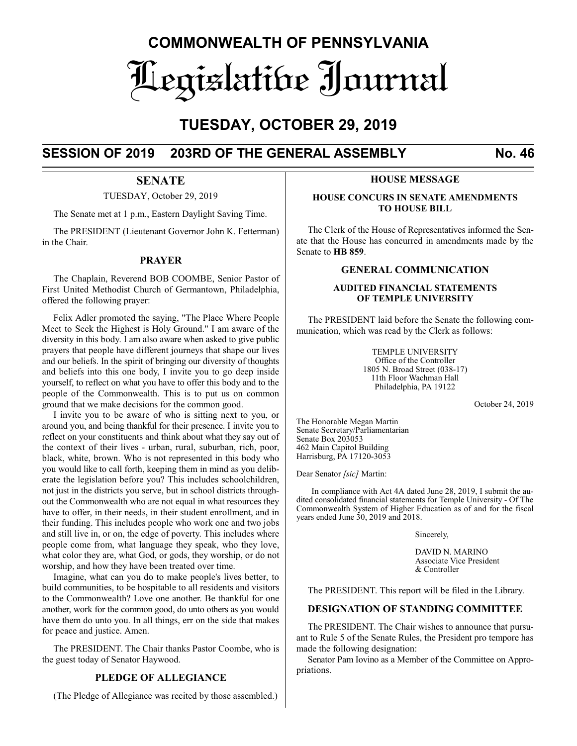# COMMONWEALTH OF PENNSYLVANIA

# Legislative Journal

## TUESDAY, OCTOBER 29, 2019

**SESSION OF 2019 203RD OF THE GENERAL ASSEMBLY No. 46**

## SENATE

TUESDAY, October 29, 2019

The Senate met at 1 p.m., Eastern Daylight Saving Time.

The PRESIDENT (Lieutenant Governor John K. Fetterman) in the Chair.

### PRAYER

The Chaplain, Reverend BOB COOMBE, Senior Pastor of First United Methodist Church of Germantown, Philadelphia, offered the following prayer:

Felix Adler promoted the saying, "The Place Where People Meet to Seek the Highest is Holy Ground." I am aware of the diversity in this body. I am also aware when asked to give public prayers that people have different journeys that shape our lives and our beliefs. In the spirit of bringing our diversity of thoughts and beliefs into this one body, I invite you to go deep inside yourself, to reflect on what you have to offer this body and to the people of the Commonwealth. This is to put us on common ground that we make decisions for the common good.

I invite you to be aware of who is sitting next to you, or around you, and being thankful for their presence. I invite you to reflect on your constituents and think about what they say out of the context of their lives - urban, rural, suburban, rich, poor, black, white, brown. Who is not represented in this body who you would like to call forth, keeping them in mind as you deliberate the legislation before you? This includes schoolchildren, not just in the districts you serve, but in school districts throughout the Commonwealth who are not equal in what resources they have to offer, in their needs, in their student enrollment, and in their funding. This includes people who work one and two jobs and still live in, or on, the edge of poverty. This includes where people come from, what language they speak, who they love, what color they are, what God, or gods, they worship, or do not worship, and how they have been treated over time.

Imagine, what can you do to make people's lives better, to build communities, to be hospitable to all residents and visitors to the Commonwealth? Love one another. Be thankful for one another, work for the common good, do unto others as you would have them do unto you. In all things, err on the side that makes for peace and justice. Amen.

The PRESIDENT. The Chair thanks Pastor Coombe, who is the guest today of Senator Haywood.

### PLEDGE OF ALLEGIANCE

(The Pledge of Allegiance was recited by those assembled.)

### HOUSE MESSAGE

#### HOUSE CONCURS IN SENATE AMENDMENTS TO HOUSE BILL

The Clerk of the House of Representatives informed the Senate that the House has concurred in amendments made by the Senate to **HB 859**.

### GENERAL COMMUNICATION

#### AUDITED FINANCIAL STATEMENTS OF TEMPLE UNIVERSITY

The PRESIDENT laid before the Senate the following communication, which was read by the Clerk as follows:

TEMPLE UNIVERSITY
Office of the Controller
1805 N. Broad Street (038-17)
11th Floor Wachman Hall
Philadelphia, PA 19122

October 24, 2019

The Honorable Megan Martin
Senate Secretary/Parliamentarian
Senate Box 203053
462 Main Capitol Building
Harrisburg, PA 17120-3053

Dear Senator *[sic]* Martin:

In compliance with Act 4A dated June 28, 2019, I submit the audited consolidated financial statements for Temple University - Of The Commonwealth System of Higher Education as of and for the fiscal years ended June 30, 2019 and 2018.

Sincerely,

DAVID N. MARINO
Associate Vice President
& Controller

The PRESIDENT. This report will be filed in the Library.

### DESIGNATION OF STANDING COMMITTEE

The PRESIDENT. The Chair wishes to announce that pursuant to Rule 5 of the Senate Rules, the President pro tempore has made the following designation:

Senator Pam Iovino as a Member of the Committee on Appropriations.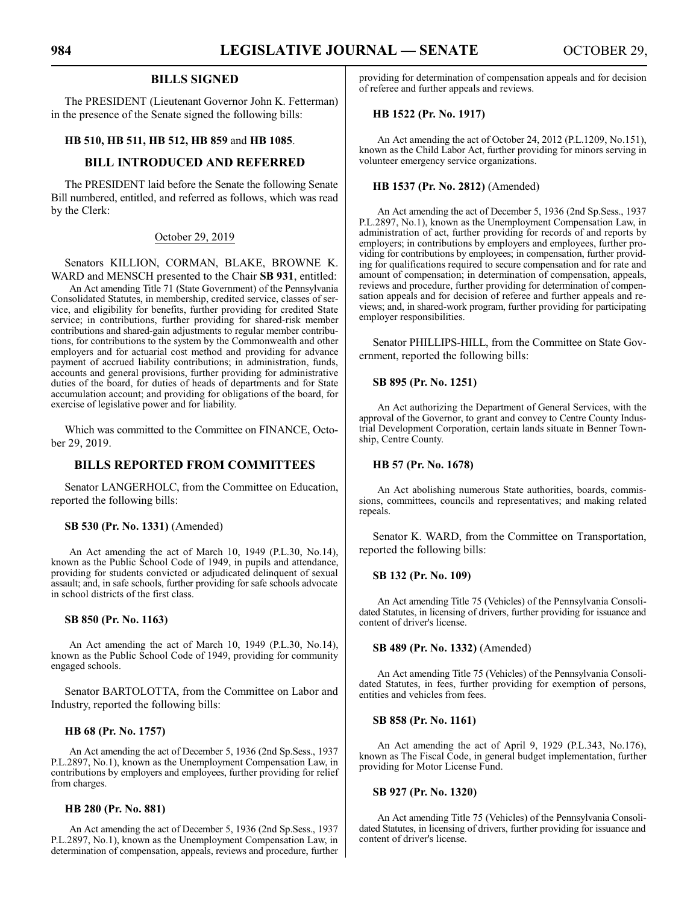## BILLS SIGNED

The PRESIDENT (Lieutenant Governor John K. Fetterman) in the presence of the Senate signed the following bills:

**HB 510, HB 511, HB 512, HB 859** and **HB 1085**.

## BILL INTRODUCED AND REFERRED

The PRESIDENT laid before the Senate the following Senate Bill numbered, entitled, and referred as follows, which was read by the Clerk:

October 29, 2019

Senators KILLION, CORMAN, BLAKE, BROWNE K. WARD and MENSCH presented to the Chair **SB 931**, entitled:

An Act amending Title 71 (State Government) of the Pennsylvania Consolidated Statutes, in membership, credited service, classes of service, and eligibility for benefits, further providing for credited State service; in contributions, further providing for shared-risk member contributions and shared-gain adjustments to regular member contributions, for contributions to the system by the Commonwealth and other employers and for actuarial cost method and providing for advance payment of accrued liability contributions; in administration, funds, accounts and general provisions, further providing for administrative duties of the board, for duties of heads of departments and for State accumulation account; and providing for obligations of the board, for exercise of legislative power and for liability.

Which was committed to the Committee on FINANCE, October 29, 2019.

## BILLS REPORTED FROM COMMITTEES

Senator LANGERHOLC, from the Committee on Education, reported the following bills:

**SB 530 (Pr. No. 1331)** (Amended)

An Act amending the act of March 10, 1949 (P.L.30, No.14), known as the Public School Code of 1949, in pupils and attendance, providing for students convicted or adjudicated delinquent of sexual assault; and, in safe schools, further providing for safe schools advocate in school districts of the first class.

**SB 850 (Pr. No. 1163)**

An Act amending the act of March 10, 1949 (P.L.30, No.14), known as the Public School Code of 1949, providing for community engaged schools.

Senator BARTOLOTTA, from the Committee on Labor and Industry, reported the following bills:

**HB 68 (Pr. No. 1757)**

An Act amending the act of December 5, 1936 (2nd Sp.Sess., 1937 P.L.2897, No.1), known as the Unemployment Compensation Law, in contributions by employers and employees, further providing for relief from charges.

**HB 280 (Pr. No. 881)**

An Act amending the act of December 5, 1936 (2nd Sp.Sess., 1937 P.L.2897, No.1), known as the Unemployment Compensation Law, in determination of compensation, appeals, reviews and procedure, further providing for determination of compensation appeals and for decision of referee and further appeals and reviews.

**HB 1522 (Pr. No. 1917)**

An Act amending the act of October 24, 2012 (P.L.1209, No.151), known as the Child Labor Act, further providing for minors serving in volunteer emergency service organizations.

**HB 1537 (Pr. No. 2812)** (Amended)

An Act amending the act of December 5, 1936 (2nd Sp.Sess., 1937 P.L.2897, No.1), known as the Unemployment Compensation Law, in administration of act, further providing for records of and reports by employers; in contributions by employers and employees, further providing for contributions by employees; in compensation, further providing for qualifications required to secure compensation and for rate and amount of compensation; in determination of compensation, appeals, reviews and procedure, further providing for determination of compensation appeals and for decision of referee and further appeals and reviews; and, in shared-work program, further providing for participating employer responsibilities.

Senator PHILLIPS-HILL, from the Committee on State Government, reported the following bills:

**SB 895 (Pr. No. 1251)**

An Act authorizing the Department of General Services, with the approval of the Governor, to grant and convey to Centre County Industrial Development Corporation, certain lands situate in Benner Township, Centre County.

**HB 57 (Pr. No. 1678)**

An Act abolishing numerous State authorities, boards, commissions, committees, councils and representatives; and making related repeals.

Senator K. WARD, from the Committee on Transportation, reported the following bills:

**SB 132 (Pr. No. 109)**

An Act amending Title 75 (Vehicles) of the Pennsylvania Consolidated Statutes, in licensing of drivers, further providing for issuance and content of driver's license.

**SB 489 (Pr. No. 1332)** (Amended)

An Act amending Title 75 (Vehicles) of the Pennsylvania Consolidated Statutes, in fees, further providing for exemption of persons, entities and vehicles from fees.

**SB 858 (Pr. No. 1161)**

An Act amending the act of April 9, 1929 (P.L.343, No.176), known as The Fiscal Code, in general budget implementation, further providing for Motor License Fund.

**SB 927 (Pr. No. 1320)**

An Act amending Title 75 (Vehicles) of the Pennsylvania Consolidated Statutes, in licensing of drivers, further providing for issuance and content of driver's license.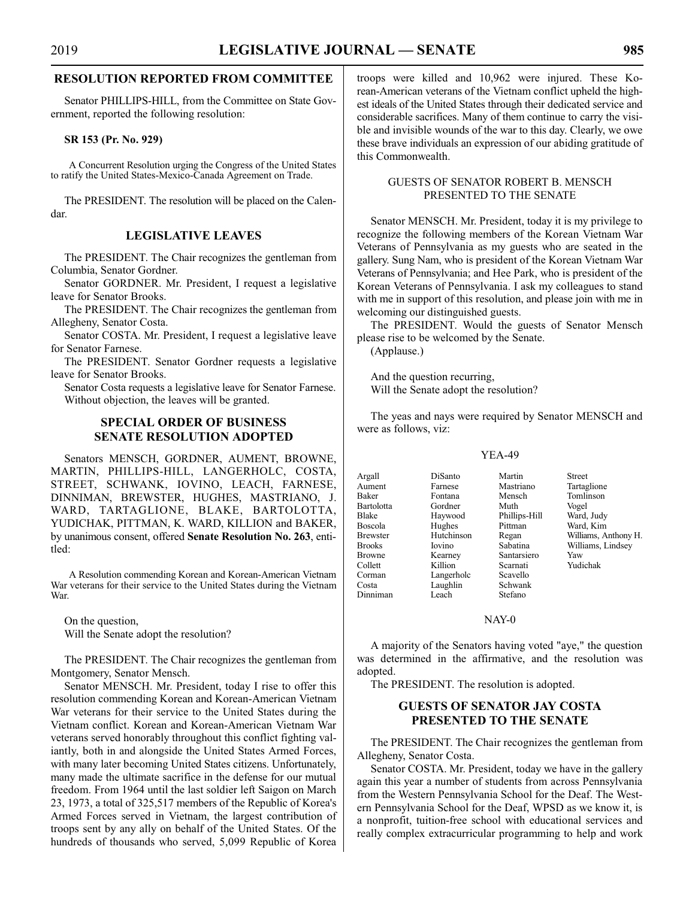## RESOLUTION REPORTED FROM COMMITTEE

Senator PHILLIPS-HILL, from the Committee on State Government, reported the following resolution:

**SR 153 (Pr. No. 929)**

A Concurrent Resolution urging the Congress of the United States to ratify the United States-Mexico-Canada Agreement on Trade.

The PRESIDENT. The resolution will be placed on the Calendar.

## LEGISLATIVE LEAVES

The PRESIDENT. The Chair recognizes the gentleman from Columbia, Senator Gordner.

Senator GORDNER. Mr. President, I request a legislative leave for Senator Brooks.

The PRESIDENT. The Chair recognizes the gentleman from Allegheny, Senator Costa.

Senator COSTA. Mr. President, I request a legislative leave for Senator Farnese.

The PRESIDENT. Senator Gordner requests a legislative leave for Senator Brooks.

Senator Costa requests a legislative leave for Senator Farnese. Without objection, the leaves will be granted.

## SPECIAL ORDER OF BUSINESS SENATE RESOLUTION ADOPTED

Senators MENSCH, GORDNER, AUMENT, BROWNE, MARTIN, PHILLIPS-HILL, LANGERHOLC, COSTA, STREET, SCHWANK, IOVINO, LEACH, FARNESE, DINNIMAN, BREWSTER, HUGHES, MASTRIANO, J. WARD, TARTAGLIONE, BLAKE, BARTOLOTTA, YUDICHAK, PITTMAN, K. WARD, KILLION and BAKER, by unanimous consent, offered **Senate Resolution No. 263**, entitled:

A Resolution commending Korean and Korean-American Vietnam War veterans for their service to the United States during the Vietnam War.

On the question,
Will the Senate adopt the resolution?

The PRESIDENT. The Chair recognizes the gentleman from Montgomery, Senator Mensch.

Senator MENSCH. Mr. President, today I rise to offer this resolution commending Korean and Korean-American Vietnam War veterans for their service to the United States during the Vietnam conflict. Korean and Korean-American Vietnam War veterans served honorably throughout this conflict fighting valiantly, both in and alongside the United States Armed Forces, with many later becoming United States citizens. Unfortunately, many made the ultimate sacrifice in the defense for our mutual freedom. From 1964 until the last soldier left Saigon on March 23, 1973, a total of 325,517 members of the Republic of Korea's Armed Forces served in Vietnam, the largest contribution of troops sent by any ally on behalf of the United States. Of the hundreds of thousands who served, 5,099 Republic of Korea troops were killed and 10,962 were injured. These Korean-American veterans of the Vietnam conflict upheld the highest ideals of the United States through their dedicated service and considerable sacrifices. Many of them continue to carry the visible and invisible wounds of the war to this day. Clearly, we owe these brave individuals an expression of our abiding gratitude of this Commonwealth.

### GUESTS OF SENATOR ROBERT B. MENSCH PRESENTED TO THE SENATE

Senator MENSCH. Mr. President, today it is my privilege to recognize the following members of the Korean Vietnam War Veterans of Pennsylvania as my guests who are seated in the gallery. Sung Nam, who is president of the Korean Vietnam War Veterans of Pennsylvania; and Hee Park, who is president of the Korean Veterans of Pennsylvania. I ask my colleagues to stand with me in support of this resolution, and please join with me in welcoming our distinguished guests.

The PRESIDENT. Would the guests of Senator Mensch please rise to be welcomed by the Senate.

(Applause.)

And the question recurring,
Will the Senate adopt the resolution?

The yeas and nays were required by Senator MENSCH and were as follows, viz:

YEA-49

| | | | |
|---|---|---|---|
| Argall | DiSanto | Martin | Street |
| Aument | Farnese | Mastriano | Tartaglione |
| Baker | Fontana | Mensch | Tomlinson |
| Bartolotta | Gordner | Muth | Vogel |
| Blake | Haywood | Phillips-Hill | Ward, Judy |
| Boscola | Hughes | Pittman | Ward, Kim |
| Brewster | Hutchinson | Regan | Williams, Anthony H. |
| Brooks | Iovino | Sabatina | Williams, Lindsey |
| Browne | Kearney | Santarsiero | Yaw |
| Collett | Killion | Scarnati | Yudichak |
| Corman | Langerholc | Scavello | |
| Costa | Laughlin | Schwank | |
| Dinniman | Leach | Stefano | |

NAY-0

A majority of the Senators having voted "aye," the question was determined in the affirmative, and the resolution was adopted.

The PRESIDENT. The resolution is adopted.

## GUESTS OF SENATOR JAY COSTA PRESENTED TO THE SENATE

The PRESIDENT. The Chair recognizes the gentleman from Allegheny, Senator Costa.

Senator COSTA. Mr. President, today we have in the gallery again this year a number of students from across Pennsylvania from the Western Pennsylvania School for the Deaf. The Western Pennsylvania School for the Deaf, WPSD as we know it, is a nonprofit, tuition-free school with educational services and really complex extracurricular programming to help and work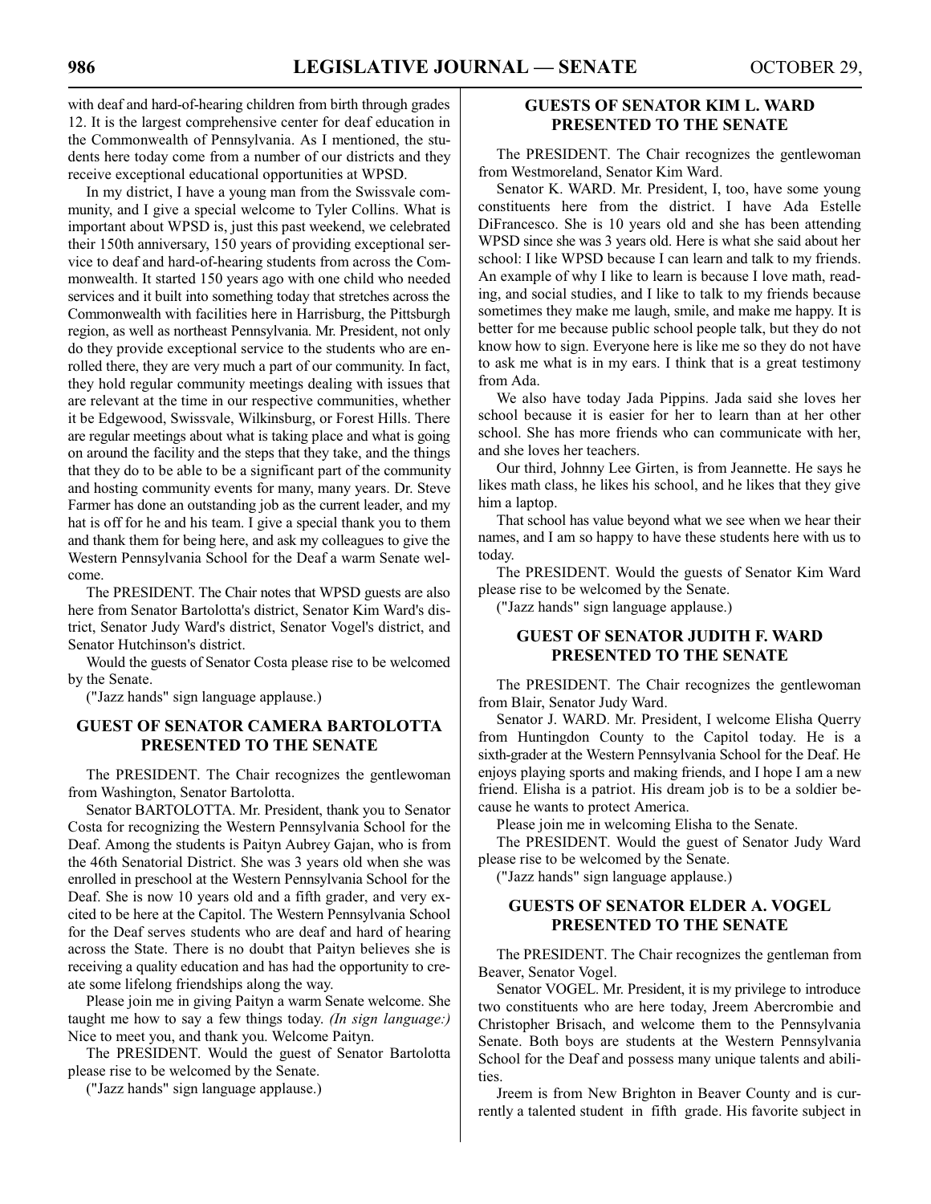with deaf and hard-of-hearing children from birth through grades 12. It is the largest comprehensive center for deaf education in the Commonwealth of Pennsylvania. As I mentioned, the students here today come from a number of our districts and they receive exceptional educational opportunities at WPSD.

In my district, I have a young man from the Swissvale community, and I give a special welcome to Tyler Collins. What is important about WPSD is, just this past weekend, we celebrated their 150th anniversary, 150 years of providing exceptional service to deaf and hard-of-hearing students from across the Commonwealth. It started 150 years ago with one child who needed services and it built into something today that stretches across the Commonwealth with facilities here in Harrisburg, the Pittsburgh region, as well as northeast Pennsylvania. Mr. President, not only do they provide exceptional service to the students who are enrolled there, they are very much a part of our community. In fact, they hold regular community meetings dealing with issues that are relevant at the time in our respective communities, whether it be Edgewood, Swissvale, Wilkinsburg, or Forest Hills. There are regular meetings about what is taking place and what is going on around the facility and the steps that they take, and the things that they do to be able to be a significant part of the community and hosting community events for many, many years. Dr. Steve Farmer has done an outstanding job as the current leader, and my hat is off for he and his team. I give a special thank you to them and thank them for being here, and ask my colleagues to give the Western Pennsylvania School for the Deaf a warm Senate welcome.

The PRESIDENT. The Chair notes that WPSD guests are also here from Senator Bartolotta's district, Senator Kim Ward's district, Senator Judy Ward's district, Senator Vogel's district, and Senator Hutchinson's district.

Would the guests of Senator Costa please rise to be welcomed by the Senate.

("Jazz hands" sign language applause.)

## GUEST OF SENATOR CAMERA BARTOLOTTA PRESENTED TO THE SENATE

The PRESIDENT. The Chair recognizes the gentlewoman from Washington, Senator Bartolotta.

Senator BARTOLOTTA. Mr. President, thank you to Senator Costa for recognizing the Western Pennsylvania School for the Deaf. Among the students is Paityn Aubrey Gajan, who is from the 46th Senatorial District. She was 3 years old when she was enrolled in preschool at the Western Pennsylvania School for the Deaf. She is now 10 years old and a fifth grader, and very excited to be here at the Capitol. The Western Pennsylvania School for the Deaf serves students who are deaf and hard of hearing across the State. There is no doubt that Paityn believes she is receiving a quality education and has had the opportunity to create some lifelong friendships along the way.

Please join me in giving Paityn a warm Senate welcome. She taught me how to say a few things today. *(In sign language:)* Nice to meet you, and thank you. Welcome Paityn.

The PRESIDENT. Would the guest of Senator Bartolotta please rise to be welcomed by the Senate.

("Jazz hands" sign language applause.)

## GUESTS OF SENATOR KIM L. WARD PRESENTED TO THE SENATE

The PRESIDENT. The Chair recognizes the gentlewoman from Westmoreland, Senator Kim Ward.

Senator K. WARD. Mr. President, I, too, have some young constituents here from the district. I have Ada Estelle DiFrancesco. She is 10 years old and she has been attending WPSD since she was 3 years old. Here is what she said about her school: I like WPSD because I can learn and talk to my friends. An example of why I like to learn is because I love math, reading, and social studies, and I like to talk to my friends because sometimes they make me laugh, smile, and make me happy. It is better for me because public school people talk, but they do not know how to sign. Everyone here is like me so they do not have to ask me what is in my ears. I think that is a great testimony from Ada.

We also have today Jada Pippins. Jada said she loves her school because it is easier for her to learn than at her other school. She has more friends who can communicate with her, and she loves her teachers.

Our third, Johnny Lee Girten, is from Jeannette. He says he likes math class, he likes his school, and he likes that they give him a laptop.

That school has value beyond what we see when we hear their names, and I am so happy to have these students here with us to today.

The PRESIDENT. Would the guests of Senator Kim Ward please rise to be welcomed by the Senate.

("Jazz hands" sign language applause.)

## GUEST OF SENATOR JUDITH F. WARD PRESENTED TO THE SENATE

The PRESIDENT. The Chair recognizes the gentlewoman from Blair, Senator Judy Ward.

Senator J. WARD. Mr. President, I welcome Elisha Querry from Huntingdon County to the Capitol today. He is a sixth-grader at the Western Pennsylvania School for the Deaf. He enjoys playing sports and making friends, and I hope I am a new friend. Elisha is a patriot. His dream job is to be a soldier because he wants to protect America.

Please join me in welcoming Elisha to the Senate.

The PRESIDENT. Would the guest of Senator Judy Ward please rise to be welcomed by the Senate.

("Jazz hands" sign language applause.)

## GUESTS OF SENATOR ELDER A. VOGEL PRESENTED TO THE SENATE

The PRESIDENT. The Chair recognizes the gentleman from Beaver, Senator Vogel.

Senator VOGEL. Mr. President, it is my privilege to introduce two constituents who are here today, Jreem Abercrombie and Christopher Brisach, and welcome them to the Pennsylvania Senate. Both boys are students at the Western Pennsylvania School for the Deaf and possess many unique talents and abilities.

Jreem is from New Brighton in Beaver County and is currently a talented student in fifth grade. His favorite subject in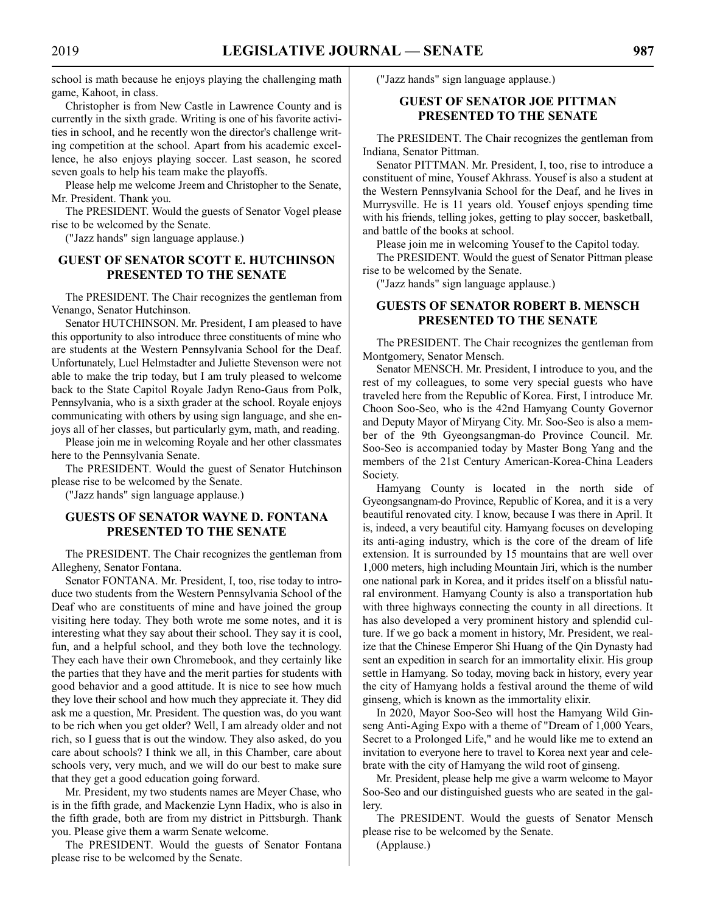school is math because he enjoys playing the challenging math game, Kahoot, in class.

Christopher is from New Castle in Lawrence County and is currently in the sixth grade. Writing is one of his favorite activities in school, and he recently won the director's challenge writing competition at the school. Apart from his academic excellence, he also enjoys playing soccer. Last season, he scored seven goals to help his team make the playoffs.

Please help me welcome Jreem and Christopher to the Senate, Mr. President. Thank you.

The PRESIDENT. Would the guests of Senator Vogel please rise to be welcomed by the Senate.

("Jazz hands" sign language applause.)

## GUEST OF SENATOR SCOTT E. HUTCHINSON PRESENTED TO THE SENATE

The PRESIDENT. The Chair recognizes the gentleman from Venango, Senator Hutchinson.

Senator HUTCHINSON. Mr. President, I am pleased to have this opportunity to also introduce three constituents of mine who are students at the Western Pennsylvania School for the Deaf. Unfortunately, Luel Helmstadter and Juliette Stevenson were not able to make the trip today, but I am truly pleased to welcome back to the State Capitol Royale Jadyn Reno-Gaus from Polk, Pennsylvania, who is a sixth grader at the school. Royale enjoys communicating with others by using sign language, and she enjoys all of her classes, but particularly gym, math, and reading.

Please join me in welcoming Royale and her other classmates here to the Pennsylvania Senate.

The PRESIDENT. Would the guest of Senator Hutchinson please rise to be welcomed by the Senate.

("Jazz hands" sign language applause.)

## GUESTS OF SENATOR WAYNE D. FONTANA PRESENTED TO THE SENATE

The PRESIDENT. The Chair recognizes the gentleman from Allegheny, Senator Fontana.

Senator FONTANA. Mr. President, I, too, rise today to introduce two students from the Western Pennsylvania School of the Deaf who are constituents of mine and have joined the group visiting here today. They both wrote me some notes, and it is interesting what they say about their school. They say it is cool, fun, and a helpful school, and they both love the technology. They each have their own Chromebook, and they certainly like the parties that they have and the merit parties for students with good behavior and a good attitude. It is nice to see how much they love their school and how much they appreciate it. They did ask me a question, Mr. President. The question was, do you want to be rich when you get older? Well, I am already older and not rich, so I guess that is out the window. They also asked, do you care about schools? I think we all, in this Chamber, care about schools very, very much, and we will do our best to make sure that they get a good education going forward.

Mr. President, my two students names are Meyer Chase, who is in the fifth grade, and Mackenzie Lynn Hadix, who is also in the fifth grade, both are from my district in Pittsburgh. Thank you. Please give them a warm Senate welcome.

The PRESIDENT. Would the guests of Senator Fontana please rise to be welcomed by the Senate.

("Jazz hands" sign language applause.)

## GUEST OF SENATOR JOE PITTMAN PRESENTED TO THE SENATE

The PRESIDENT. The Chair recognizes the gentleman from Indiana, Senator Pittman.

Senator PITTMAN. Mr. President, I, too, rise to introduce a constituent of mine, Yousef Akhrass. Yousef is also a student at the Western Pennsylvania School for the Deaf, and he lives in Murrysville. He is 11 years old. Yousef enjoys spending time with his friends, telling jokes, getting to play soccer, basketball, and battle of the books at school.

Please join me in welcoming Yousef to the Capitol today.

The PRESIDENT. Would the guest of Senator Pittman please rise to be welcomed by the Senate.

("Jazz hands" sign language applause.)

## GUESTS OF SENATOR ROBERT B. MENSCH PRESENTED TO THE SENATE

The PRESIDENT. The Chair recognizes the gentleman from Montgomery, Senator Mensch.

Senator MENSCH. Mr. President, I introduce to you, and the rest of my colleagues, to some very special guests who have traveled here from the Republic of Korea. First, I introduce Mr. Choon Soo-Seo, who is the 42nd Hamyang County Governor and Deputy Mayor of Miryang City. Mr. Soo-Seo is also a member of the 9th Gyeongsangman-do Province Council. Mr. Soo-Seo is accompanied today by Master Bong Yang and the members of the 21st Century American-Korea-China Leaders Society.

Hamyang County is located in the north side of Gyeongsangnam-do Province, Republic of Korea, and it is a very beautiful renovated city. I know, because I was there in April. It is, indeed, a very beautiful city. Hamyang focuses on developing its anti-aging industry, which is the core of the dream of life extension. It is surrounded by 15 mountains that are well over 1,000 meters, high including Mountain Jiri, which is the number one national park in Korea, and it prides itself on a blissful natural environment. Hamyang County is also a transportation hub with three highways connecting the county in all directions. It has also developed a very prominent history and splendid culture. If we go back a moment in history, Mr. President, we realize that the Chinese Emperor Shi Huang of the Qin Dynasty had sent an expedition in search for an immortality elixir. His group settle in Hamyang. So today, moving back in history, every year the city of Hamyang holds a festival around the theme of wild ginseng, which is known as the immortality elixir.

In 2020, Mayor Soo-Seo will host the Hamyang Wild Ginseng Anti-Aging Expo with a theme of "Dream of 1,000 Years, Secret to a Prolonged Life," and he would like me to extend an invitation to everyone here to travel to Korea next year and celebrate with the city of Hamyang the wild root of ginseng.

Mr. President, please help me give a warm welcome to Mayor Soo-Seo and our distinguished guests who are seated in the gallery.

The PRESIDENT. Would the guests of Senator Mensch please rise to be welcomed by the Senate.

(Applause.)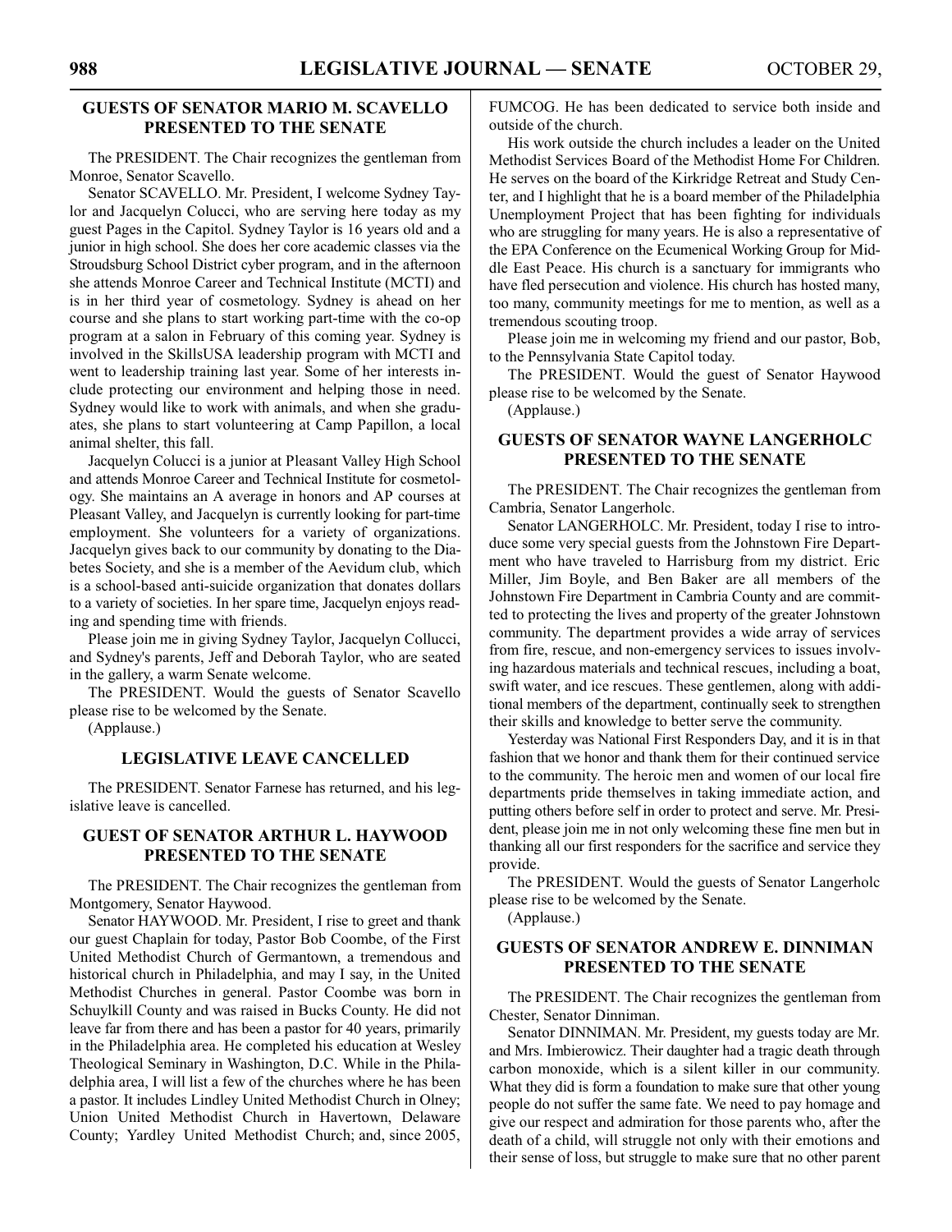## GUESTS OF SENATOR MARIO M. SCAVELLO PRESENTED TO THE SENATE

The PRESIDENT. The Chair recognizes the gentleman from Monroe, Senator Scavello.

Senator SCAVELLO. Mr. President, I welcome Sydney Taylor and Jacquelyn Colucci, who are serving here today as my guest Pages in the Capitol. Sydney Taylor is 16 years old and a junior in high school. She does her core academic classes via the Stroudsburg School District cyber program, and in the afternoon she attends Monroe Career and Technical Institute (MCTI) and is in her third year of cosmetology. Sydney is ahead on her course and she plans to start working part-time with the co-op program at a salon in February of this coming year. Sydney is involved in the SkillsUSA leadership program with MCTI and went to leadership training last year. Some of her interests include protecting our environment and helping those in need. Sydney would like to work with animals, and when she graduates, she plans to start volunteering at Camp Papillon, a local animal shelter, this fall.

Jacquelyn Colucci is a junior at Pleasant Valley High School and attends Monroe Career and Technical Institute for cosmetology. She maintains an A average in honors and AP courses at Pleasant Valley, and Jacquelyn is currently looking for part-time employment. She volunteers for a variety of organizations. Jacquelyn gives back to our community by donating to the Diabetes Society, and she is a member of the Aevidum club, which is a school-based anti-suicide organization that donates dollars to a variety of societies. In her spare time, Jacquelyn enjoys reading and spending time with friends.

Please join me in giving Sydney Taylor, Jacquelyn Collucci, and Sydney's parents, Jeff and Deborah Taylor, who are seated in the gallery, a warm Senate welcome.

The PRESIDENT. Would the guests of Senator Scavello please rise to be welcomed by the Senate.

(Applause.)

## LEGISLATIVE LEAVE CANCELLED

The PRESIDENT. Senator Farnese has returned, and his legislative leave is cancelled.

## GUEST OF SENATOR ARTHUR L. HAYWOOD PRESENTED TO THE SENATE

The PRESIDENT. The Chair recognizes the gentleman from Montgomery, Senator Haywood.

Senator HAYWOOD. Mr. President, I rise to greet and thank our guest Chaplain for today, Pastor Bob Coombe, of the First United Methodist Church of Germantown, a tremendous and historical church in Philadelphia, and may I say, in the United Methodist Churches in general. Pastor Coombe was born in Schuylkill County and was raised in Bucks County. He did not leave far from there and has been a pastor for 40 years, primarily in the Philadelphia area. He completed his education at Wesley Theological Seminary in Washington, D.C. While in the Philadelphia area, I will list a few of the churches where he has been a pastor. It includes Lindley United Methodist Church in Olney; Union United Methodist Church in Havertown, Delaware County; Yardley United Methodist Church; and, since 2005, FUMCOG. He has been dedicated to service both inside and outside of the church.

His work outside the church includes a leader on the United Methodist Services Board of the Methodist Home For Children. He serves on the board of the Kirkridge Retreat and Study Center, and I highlight that he is a board member of the Philadelphia Unemployment Project that has been fighting for individuals who are struggling for many years. He is also a representative of the EPA Conference on the Ecumenical Working Group for Middle East Peace. His church is a sanctuary for immigrants who have fled persecution and violence. His church has hosted many, too many, community meetings for me to mention, as well as a tremendous scouting troop.

Please join me in welcoming my friend and our pastor, Bob, to the Pennsylvania State Capitol today.

The PRESIDENT. Would the guest of Senator Haywood please rise to be welcomed by the Senate.

(Applause.)

## GUESTS OF SENATOR WAYNE LANGERHOLC PRESENTED TO THE SENATE

The PRESIDENT. The Chair recognizes the gentleman from Cambria, Senator Langerholc.

Senator LANGERHOLC. Mr. President, today I rise to introduce some very special guests from the Johnstown Fire Department who have traveled to Harrisburg from my district. Eric Miller, Jim Boyle, and Ben Baker are all members of the Johnstown Fire Department in Cambria County and are committed to protecting the lives and property of the greater Johnstown community. The department provides a wide array of services from fire, rescue, and non-emergency services to issues involving hazardous materials and technical rescues, including a boat, swift water, and ice rescues. These gentlemen, along with additional members of the department, continually seek to strengthen their skills and knowledge to better serve the community.

Yesterday was National First Responders Day, and it is in that fashion that we honor and thank them for their continued service to the community. The heroic men and women of our local fire departments pride themselves in taking immediate action, and putting others before self in order to protect and serve. Mr. President, please join me in not only welcoming these fine men but in thanking all our first responders for the sacrifice and service they provide.

The PRESIDENT. Would the guests of Senator Langerholc please rise to be welcomed by the Senate.

(Applause.)

## GUESTS OF SENATOR ANDREW E. DINNIMAN PRESENTED TO THE SENATE

The PRESIDENT. The Chair recognizes the gentleman from Chester, Senator Dinniman.

Senator DINNIMAN. Mr. President, my guests today are Mr. and Mrs. Imbierowicz. Their daughter had a tragic death through carbon monoxide, which is a silent killer in our community. What they did is form a foundation to make sure that other young people do not suffer the same fate. We need to pay homage and give our respect and admiration for those parents who, after the death of a child, will struggle not only with their emotions and their sense of loss, but struggle to make sure that no other parent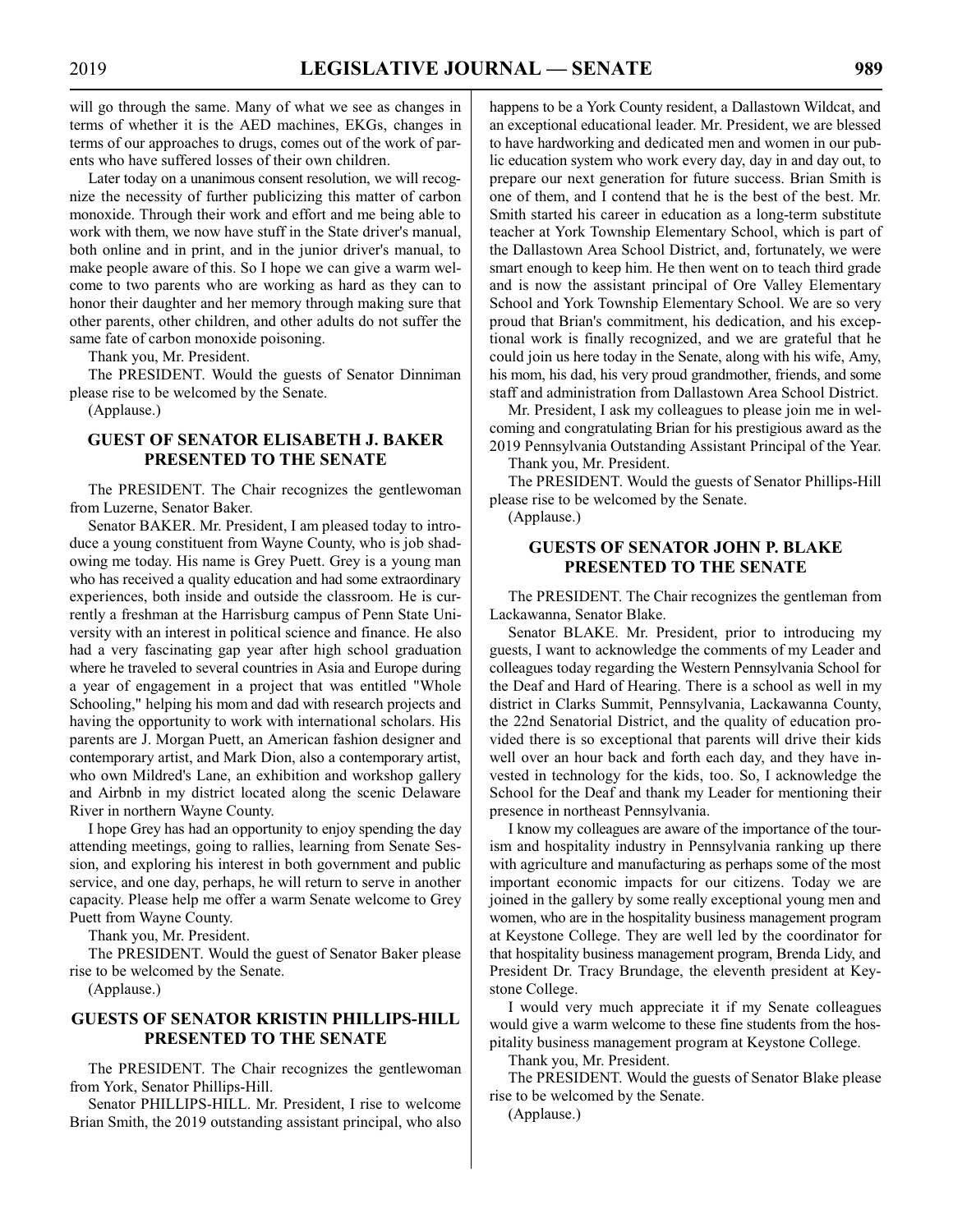will go through the same. Many of what we see as changes in terms of whether it is the AED machines, EKGs, changes in terms of our approaches to drugs, comes out of the work of parents who have suffered losses of their own children.

Later today on a unanimous consent resolution, we will recognize the necessity of further publicizing this matter of carbon monoxide. Through their work and effort and me being able to work with them, we now have stuff in the State driver's manual, both online and in print, and in the junior driver's manual, to make people aware of this. So I hope we can give a warm welcome to two parents who are working as hard as they can to honor their daughter and her memory through making sure that other parents, other children, and other adults do not suffer the same fate of carbon monoxide poisoning.

Thank you, Mr. President.

The PRESIDENT. Would the guests of Senator Dinniman please rise to be welcomed by the Senate.

(Applause.)

## GUEST OF SENATOR ELISABETH J. BAKER PRESENTED TO THE SENATE

The PRESIDENT. The Chair recognizes the gentlewoman from Luzerne, Senator Baker.

Senator BAKER. Mr. President, I am pleased today to introduce a young constituent from Wayne County, who is job shadowing me today. His name is Grey Puett. Grey is a young man who has received a quality education and had some extraordinary experiences, both inside and outside the classroom. He is currently a freshman at the Harrisburg campus of Penn State University with an interest in political science and finance. He also had a very fascinating gap year after high school graduation where he traveled to several countries in Asia and Europe during a year of engagement in a project that was entitled "Whole Schooling," helping his mom and dad with research projects and having the opportunity to work with international scholars. His parents are J. Morgan Puett, an American fashion designer and contemporary artist, and Mark Dion, also a contemporary artist, who own Mildred's Lane, an exhibition and workshop gallery and Airbnb in my district located along the scenic Delaware River in northern Wayne County.

I hope Grey has had an opportunity to enjoy spending the day attending meetings, going to rallies, learning from Senate Session, and exploring his interest in both government and public service, and one day, perhaps, he will return to serve in another capacity. Please help me offer a warm Senate welcome to Grey Puett from Wayne County.

Thank you, Mr. President.

The PRESIDENT. Would the guest of Senator Baker please rise to be welcomed by the Senate.

(Applause.)

## GUESTS OF SENATOR KRISTIN PHILLIPS-HILL PRESENTED TO THE SENATE

The PRESIDENT. The Chair recognizes the gentlewoman from York, Senator Phillips-Hill.

Senator PHILLIPS-HILL. Mr. President, I rise to welcome Brian Smith, the 2019 outstanding assistant principal, who also happens to be a York County resident, a Dallastown Wildcat, and an exceptional educational leader. Mr. President, we are blessed to have hardworking and dedicated men and women in our public education system who work every day, day in and day out, to prepare our next generation for future success. Brian Smith is one of them, and I contend that he is the best of the best. Mr. Smith started his career in education as a long-term substitute teacher at York Township Elementary School, which is part of the Dallastown Area School District, and, fortunately, we were smart enough to keep him. He then went on to teach third grade and is now the assistant principal of Ore Valley Elementary School and York Township Elementary School. We are so very proud that Brian's commitment, his dedication, and his exceptional work is finally recognized, and we are grateful that he could join us here today in the Senate, along with his wife, Amy, his mom, his dad, his very proud grandmother, friends, and some staff and administration from Dallastown Area School District.

Mr. President, I ask my colleagues to please join me in welcoming and congratulating Brian for his prestigious award as the 2019 Pennsylvania Outstanding Assistant Principal of the Year.

Thank you, Mr. President.

The PRESIDENT. Would the guests of Senator Phillips-Hill please rise to be welcomed by the Senate.

(Applause.)

## GUESTS OF SENATOR JOHN P. BLAKE PRESENTED TO THE SENATE

The PRESIDENT. The Chair recognizes the gentleman from Lackawanna, Senator Blake.

Senator BLAKE. Mr. President, prior to introducing my guests, I want to acknowledge the comments of my Leader and colleagues today regarding the Western Pennsylvania School for the Deaf and Hard of Hearing. There is a school as well in my district in Clarks Summit, Pennsylvania, Lackawanna County, the 22nd Senatorial District, and the quality of education provided there is so exceptional that parents will drive their kids well over an hour back and forth each day, and they have invested in technology for the kids, too. So, I acknowledge the School for the Deaf and thank my Leader for mentioning their presence in northeast Pennsylvania.

I know my colleagues are aware of the importance of the tourism and hospitality industry in Pennsylvania ranking up there with agriculture and manufacturing as perhaps some of the most important economic impacts for our citizens. Today we are joined in the gallery by some really exceptional young men and women, who are in the hospitality business management program at Keystone College. They are well led by the coordinator for that hospitality business management program, Brenda Lidy, and President Dr. Tracy Brundage, the eleventh president at Keystone College.

I would very much appreciate it if my Senate colleagues would give a warm welcome to these fine students from the hospitality business management program at Keystone College.

Thank you, Mr. President.

The PRESIDENT. Would the guests of Senator Blake please rise to be welcomed by the Senate.

(Applause.)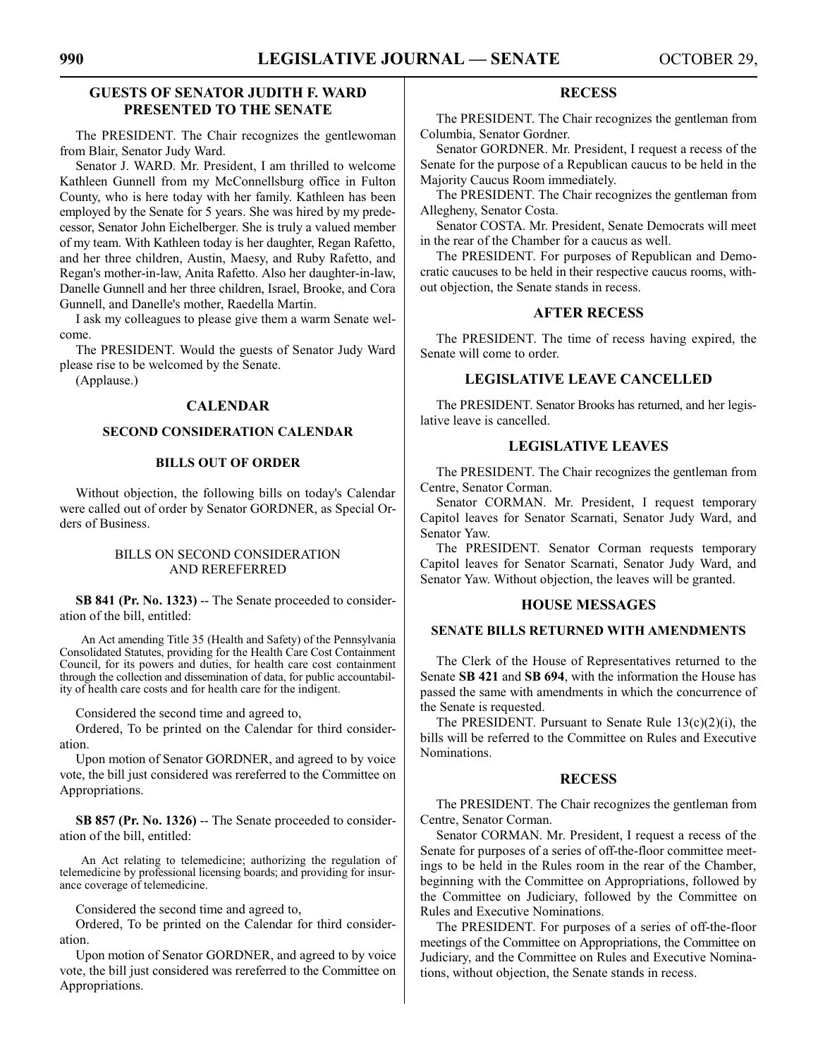## GUESTS OF SENATOR JUDITH F. WARD PRESENTED TO THE SENATE

The PRESIDENT. The Chair recognizes the gentlewoman from Blair, Senator Judy Ward.

Senator J. WARD. Mr. President, I am thrilled to welcome Kathleen Gunnell from my McConnellsburg office in Fulton County, who is here today with her family. Kathleen has been employed by the Senate for 5 years. She was hired by my predecessor, Senator John Eichelberger. She is truly a valued member of my team. With Kathleen today is her daughter, Regan Rafetto, and her three children, Austin, Maesy, and Ruby Rafetto, and Regan's mother-in-law, Anita Rafetto. Also her daughter-in-law, Danelle Gunnell and her three children, Israel, Brooke, and Cora Gunnell, and Danelle's mother, Raedella Martin.

I ask my colleagues to please give them a warm Senate welcome.

The PRESIDENT. Would the guests of Senator Judy Ward please rise to be welcomed by the Senate.

(Applause.)

## CALENDAR

### SECOND CONSIDERATION CALENDAR

### BILLS OUT OF ORDER

Without objection, the following bills on today's Calendar were called out of order by Senator GORDNER, as Special Orders of Business.

#### BILLS ON SECOND CONSIDERATION AND REREFERRED

**SB 841 (Pr. No. 1323)** -- The Senate proceeded to consideration of the bill, entitled:

An Act amending Title 35 (Health and Safety) of the Pennsylvania Consolidated Statutes, providing for the Health Care Cost Containment Council, for its powers and duties, for health care cost containment through the collection and dissemination of data, for public accountability of health care costs and for health care for the indigent.

Considered the second time and agreed to,

Ordered, To be printed on the Calendar for third consideration.

Upon motion of Senator GORDNER, and agreed to by voice vote, the bill just considered was rereferred to the Committee on Appropriations.

**SB 857 (Pr. No. 1326)** -- The Senate proceeded to consideration of the bill, entitled:

An Act relating to telemedicine; authorizing the regulation of telemedicine by professional licensing boards; and providing for insurance coverage of telemedicine.

Considered the second time and agreed to,

Ordered, To be printed on the Calendar for third consideration.

Upon motion of Senator GORDNER, and agreed to by voice vote, the bill just considered was rereferred to the Committee on Appropriations.

## RECESS

The PRESIDENT. The Chair recognizes the gentleman from Columbia, Senator Gordner.

Senator GORDNER. Mr. President, I request a recess of the Senate for the purpose of a Republican caucus to be held in the Majority Caucus Room immediately.

The PRESIDENT. The Chair recognizes the gentleman from Allegheny, Senator Costa.

Senator COSTA. Mr. President, Senate Democrats will meet in the rear of the Chamber for a caucus as well.

The PRESIDENT. For purposes of Republican and Democratic caucuses to be held in their respective caucus rooms, without objection, the Senate stands in recess.

## AFTER RECESS

The PRESIDENT. The time of recess having expired, the Senate will come to order.

## LEGISLATIVE LEAVE CANCELLED

The PRESIDENT. Senator Brooks has returned, and her legislative leave is cancelled.

## LEGISLATIVE LEAVES

The PRESIDENT. The Chair recognizes the gentleman from Centre, Senator Corman.

Senator CORMAN. Mr. President, I request temporary Capitol leaves for Senator Scarnati, Senator Judy Ward, and Senator Yaw.

The PRESIDENT. Senator Corman requests temporary Capitol leaves for Senator Scarnati, Senator Judy Ward, and Senator Yaw. Without objection, the leaves will be granted.

## HOUSE MESSAGES

### SENATE BILLS RETURNED WITH AMENDMENTS

The Clerk of the House of Representatives returned to the Senate **SB 421** and **SB 694**, with the information the House has passed the same with amendments in which the concurrence of the Senate is requested.

The PRESIDENT. Pursuant to Senate Rule 13(c)(2)(i), the bills will be referred to the Committee on Rules and Executive Nominations.

## RECESS

The PRESIDENT. The Chair recognizes the gentleman from Centre, Senator Corman.

Senator CORMAN. Mr. President, I request a recess of the Senate for purposes of a series of off-the-floor committee meetings to be held in the Rules room in the rear of the Chamber, beginning with the Committee on Appropriations, followed by the Committee on Judiciary, followed by the Committee on Rules and Executive Nominations.

The PRESIDENT. For purposes of a series of off-the-floor meetings of the Committee on Appropriations, the Committee on Judiciary, and the Committee on Rules and Executive Nominations, without objection, the Senate stands in recess.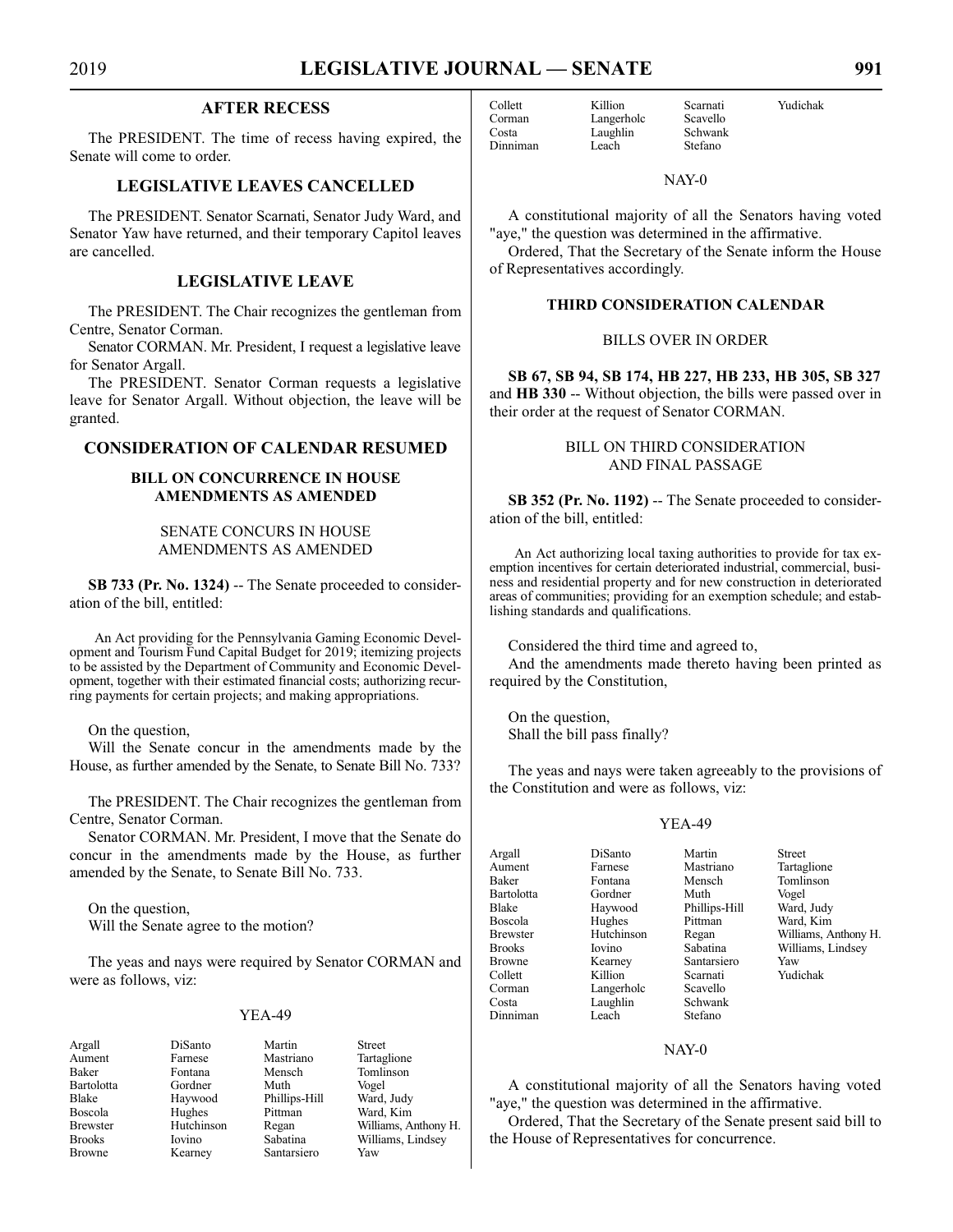## AFTER RECESS

The PRESIDENT. The time of recess having expired, the Senate will come to order.

## LEGISLATIVE LEAVES CANCELLED

The PRESIDENT. Senator Scarnati, Senator Judy Ward, and Senator Yaw have returned, and their temporary Capitol leaves are cancelled.

## LEGISLATIVE LEAVE

The PRESIDENT. The Chair recognizes the gentleman from Centre, Senator Corman.

Senator CORMAN. Mr. President, I request a legislative leave for Senator Argall.

The PRESIDENT. Senator Corman requests a legislative leave for Senator Argall. Without objection, the leave will be granted.

## CONSIDERATION OF CALENDAR RESUMED

### BILL ON CONCURRENCE IN HOUSE AMENDMENTS AS AMENDED

SENATE CONCURS IN HOUSE AMENDMENTS AS AMENDED

**SB 733 (Pr. No. 1324)** -- The Senate proceeded to consideration of the bill, entitled:

An Act providing for the Pennsylvania Gaming Economic Development and Tourism Fund Capital Budget for 2019; itemizing projects to be assisted by the Department of Community and Economic Development, together with their estimated financial costs; authorizing recurring payments for certain projects; and making appropriations.

On the question,

Will the Senate concur in the amendments made by the House, as further amended by the Senate, to Senate Bill No. 733?

The PRESIDENT. The Chair recognizes the gentleman from Centre, Senator Corman.

Senator CORMAN. Mr. President, I move that the Senate do concur in the amendments made by the House, as further amended by the Senate, to Senate Bill No. 733.

On the question,

Will the Senate agree to the motion?

The yeas and nays were required by Senator CORMAN and were as follows, viz:

YEA-49

| | | | |
|---|---|---|---|
| Argall | DiSanto | Martin | Street |
| Aument | Farnese | Mastriano | Tartaglione |
| Baker | Fontana | Mensch | Tomlinson |
| Bartolotta | Gordner | Muth | Vogel |
| Blake | Haywood | Phillips-Hill | Ward, Judy |
| Boscola | Hughes | Pittman | Ward, Kim |
| Brewster | Hutchinson | Regan | Williams, Anthony H. |
| Brooks | Iovino | Sabatina | Williams, Lindsey |
| Browne | Kearney | Santarsiero | Yaw |
| Collett | Killion | Scarnati | Yudichak |
| Corman | Langerholc | Scavello | |
| Costa | Laughlin | Schwank | |
| Dinniman | Leach | Stefano | |

NAY-0

A constitutional majority of all the Senators having voted "aye," the question was determined in the affirmative.

Ordered, That the Secretary of the Senate inform the House of Representatives accordingly.

### THIRD CONSIDERATION CALENDAR

BILLS OVER IN ORDER

**SB 67, SB 94, SB 174, HB 227, HB 233, HB 305, SB 327** and **HB 330** -- Without objection, the bills were passed over in their order at the request of Senator CORMAN.

BILL ON THIRD CONSIDERATION AND FINAL PASSAGE

**SB 352 (Pr. No. 1192)** -- The Senate proceeded to consideration of the bill, entitled:

An Act authorizing local taxing authorities to provide for tax exemption incentives for certain deteriorated industrial, commercial, business and residential property and for new construction in deteriorated areas of communities; providing for an exemption schedule; and establishing standards and qualifications.

Considered the third time and agreed to,

And the amendments made thereto having been printed as required by the Constitution,

On the question,

Shall the bill pass finally?

The yeas and nays were taken agreeably to the provisions of the Constitution and were as follows, viz:

YEA-49

| | | | |
|---|---|---|---|
| Argall | DiSanto | Martin | Street |
| Aument | Farnese | Mastriano | Tartaglione |
| Baker | Fontana | Mensch | Tomlinson |
| Bartolotta | Gordner | Muth | Vogel |
| Blake | Haywood | Phillips-Hill | Ward, Judy |
| Boscola | Hughes | Pittman | Ward, Kim |
| Brewster | Hutchinson | Regan | Williams, Anthony H. |
| Brooks | Iovino | Sabatina | Williams, Lindsey |
| Browne | Kearney | Santarsiero | Yaw |
| Collett | Killion | Scarnati | Yudichak |
| Corman | Langerholc | Scavello | |
| Costa | Laughlin | Schwank | |
| Dinniman | Leach | Stefano | |

NAY-0

A constitutional majority of all the Senators having voted "aye," the question was determined in the affirmative.

Ordered, That the Secretary of the Senate present said bill to the House of Representatives for concurrence.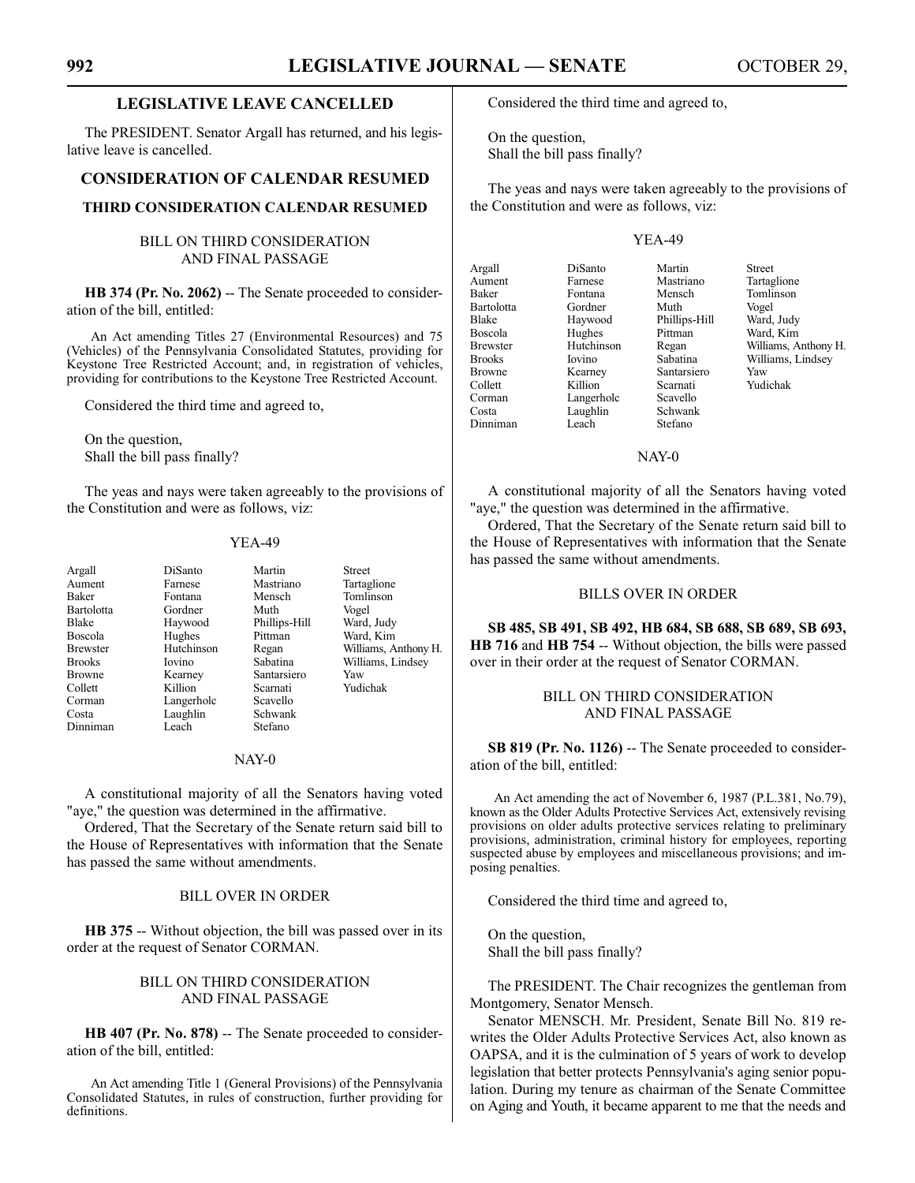## LEGISLATIVE LEAVE CANCELLED

The PRESIDENT. Senator Argall has returned, and his legislative leave is cancelled.

## CONSIDERATION OF CALENDAR RESUMED

### THIRD CONSIDERATION CALENDAR RESUMED

BILL ON THIRD CONSIDERATION AND FINAL PASSAGE

**HB 374 (Pr. No. 2062)** -- The Senate proceeded to consideration of the bill, entitled:

An Act amending Titles 27 (Environmental Resources) and 75 (Vehicles) of the Pennsylvania Consolidated Statutes, providing for Keystone Tree Restricted Account; and, in registration of vehicles, providing for contributions to the Keystone Tree Restricted Account.

Considered the third time and agreed to,

On the question,
Shall the bill pass finally?

The yeas and nays were taken agreeably to the provisions of the Constitution and were as follows, viz:

YEA-49

| | | | |
|---|---|---|---|
| Argall | DiSanto | Martin | Street |
| Aument | Farnese | Mastriano | Tartaglione |
| Baker | Fontana | Mensch | Tomlinson |
| Bartolotta | Gordner | Muth | Vogel |
| Blake | Haywood | Phillips-Hill | Ward, Judy |
| Boscola | Hughes | Pittman | Ward, Kim |
| Brewster | Hutchinson | Regan | Williams, Anthony H. |
| Brooks | Iovino | Sabatina | Williams, Lindsey |
| Browne | Kearney | Santarsiero | Yaw |
| Collett | Killion | Scarnati | Yudichak |
| Corman | Langerholc | Scavello | |
| Costa | Laughlin | Schwank | |
| Dinniman | Leach | Stefano | |

NAY-0

A constitutional majority of all the Senators having voted "aye," the question was determined in the affirmative.

Ordered, That the Secretary of the Senate return said bill to the House of Representatives with information that the Senate has passed the same without amendments.

BILL OVER IN ORDER

**HB 375** -- Without objection, the bill was passed over in its order at the request of Senator CORMAN.

BILL ON THIRD CONSIDERATION AND FINAL PASSAGE

**HB 407 (Pr. No. 878)** -- The Senate proceeded to consideration of the bill, entitled:

An Act amending Title 1 (General Provisions) of the Pennsylvania Consolidated Statutes, in rules of construction, further providing for definitions.

Considered the third time and agreed to,

On the question,
Shall the bill pass finally?

The yeas and nays were taken agreeably to the provisions of the Constitution and were as follows, viz:

YEA-49

| | | | |
|---|---|---|---|
| Argall | DiSanto | Martin | Street |
| Aument | Farnese | Mastriano | Tartaglione |
| Baker | Fontana | Mensch | Tomlinson |
| Bartolotta | Gordner | Muth | Vogel |
| Blake | Haywood | Phillips-Hill | Ward, Judy |
| Boscola | Hughes | Pittman | Ward, Kim |
| Brewster | Hutchinson | Regan | Williams, Anthony H. |
| Brooks | Iovino | Sabatina | Williams, Lindsey |
| Browne | Kearney | Santarsiero | Yaw |
| Collett | Killion | Scarnati | Yudichak |
| Corman | Langerholc | Scavello | |
| Costa | Laughlin | Schwank | |
| Dinniman | Leach | Stefano | |

NAY-0

A constitutional majority of all the Senators having voted "aye," the question was determined in the affirmative.

Ordered, That the Secretary of the Senate return said bill to the House of Representatives with information that the Senate has passed the same without amendments.

BILLS OVER IN ORDER

**SB 485, SB 491, SB 492, HB 684, SB 688, SB 689, SB 693, HB 716** and **HB 754** -- Without objection, the bills were passed over in their order at the request of Senator CORMAN.

BILL ON THIRD CONSIDERATION AND FINAL PASSAGE

**SB 819 (Pr. No. 1126)** -- The Senate proceeded to consideration of the bill, entitled:

An Act amending the act of November 6, 1987 (P.L.381, No.79), known as the Older Adults Protective Services Act, extensively revising provisions on older adults protective services relating to preliminary provisions, administration, criminal history for employees, reporting suspected abuse by employees and miscellaneous provisions; and imposing penalties.

Considered the third time and agreed to,

On the question,
Shall the bill pass finally?

The PRESIDENT. The Chair recognizes the gentleman from Montgomery, Senator Mensch.

Senator MENSCH. Mr. President, Senate Bill No. 819 rewrites the Older Adults Protective Services Act, also known as OAPSA, and it is the culmination of 5 years of work to develop legislation that better protects Pennsylvania's aging senior population. During my tenure as chairman of the Senate Committee on Aging and Youth, it became apparent to me that the needs and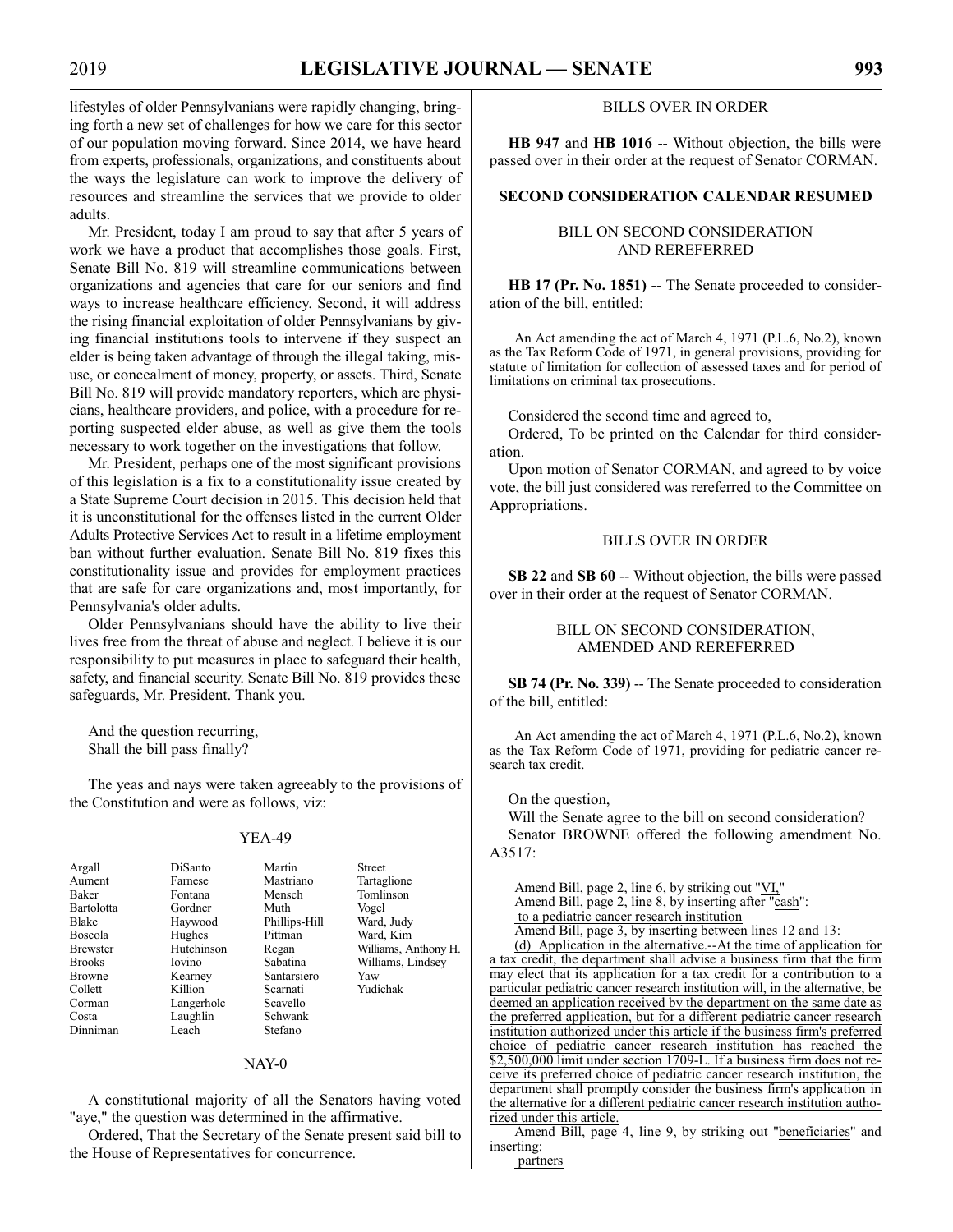lifestyles of older Pennsylvanians were rapidly changing, bringing forth a new set of challenges for how we care for this sector of our population moving forward. Since 2014, we have heard from experts, professionals, organizations, and constituents about the ways the legislature can work to improve the delivery of resources and streamline the services that we provide to older adults.

Mr. President, today I am proud to say that after 5 years of work we have a product that accomplishes those goals. First, Senate Bill No. 819 will streamline communications between organizations and agencies that care for our seniors and find ways to increase healthcare efficiency. Second, it will address the rising financial exploitation of older Pennsylvanians by giving financial institutions tools to intervene if they suspect an elder is being taken advantage of through the illegal taking, misuse, or concealment of money, property, or assets. Third, Senate Bill No. 819 will provide mandatory reporters, which are physicians, healthcare providers, and police, with a procedure for reporting suspected elder abuse, as well as give them the tools necessary to work together on the investigations that follow.

Mr. President, perhaps one of the most significant provisions of this legislation is a fix to a constitutionality issue created by a State Supreme Court decision in 2015. This decision held that it is unconstitutional for the offenses listed in the current Older Adults Protective Services Act to result in a lifetime employment ban without further evaluation. Senate Bill No. 819 fixes this constitutionality issue and provides for employment practices that are safe for care organizations and, most importantly, for Pennsylvania's older adults.

Older Pennsylvanians should have the ability to live their lives free from the threat of abuse and neglect. I believe it is our responsibility to put measures in place to safeguard their health, safety, and financial security. Senate Bill No. 819 provides these safeguards, Mr. President. Thank you.

And the question recurring,
Shall the bill pass finally?

The yeas and nays were taken agreeably to the provisions of the Constitution and were as follows, viz:

YEA-49

| | | | |
|---|---|---|---|
| Argall | DiSanto | Martin | Street |
| Aument | Farnese | Mastriano | Tartaglione |
| Baker | Fontana | Mensch | Tomlinson |
| Bartolotta | Gordner | Muth | Vogel |
| Blake | Haywood | Phillips-Hill | Ward, Judy |
| Boscola | Hughes | Pittman | Ward, Kim |
| Brewster | Hutchinson | Regan | Williams, Anthony H. |
| Brooks | Iovino | Sabatina | Williams, Lindsey |
| Browne | Kearney | Santarsiero | Yaw |
| Collett | Killion | Scarnati | Yudichak |
| Corman | Langerholc | Scavello | |
| Costa | Laughlin | Schwank | |
| Dinniman | Leach | Stefano | |

NAY-0

A constitutional majority of all the Senators having voted "aye," the question was determined in the affirmative.

Ordered, That the Secretary of the Senate present said bill to the House of Representatives for concurrence.

BILLS OVER IN ORDER

**HB 947** and **HB 1016** -- Without objection, the bills were passed over in their order at the request of Senator CORMAN.

**SECOND CONSIDERATION CALENDAR RESUMED**

BILL ON SECOND CONSIDERATION AND REREFERRED

**HB 17 (Pr. No. 1851)** -- The Senate proceeded to consideration of the bill, entitled:

An Act amending the act of March 4, 1971 (P.L.6, No.2), known as the Tax Reform Code of 1971, in general provisions, providing for statute of limitation for collection of assessed taxes and for period of limitations on criminal tax prosecutions.

Considered the second time and agreed to,

Ordered, To be printed on the Calendar for third consideration.

Upon motion of Senator CORMAN, and agreed to by voice vote, the bill just considered was rereferred to the Committee on Appropriations.

BILLS OVER IN ORDER

**SB 22** and **SB 60** -- Without objection, the bills were passed over in their order at the request of Senator CORMAN.

BILL ON SECOND CONSIDERATION, AMENDED AND REREFERRED

**SB 74 (Pr. No. 339)** -- The Senate proceeded to consideration of the bill, entitled:

An Act amending the act of March 4, 1971 (P.L.6, No.2), known as the Tax Reform Code of 1971, providing for pediatric cancer research tax credit.

On the question,

Will the Senate agree to the bill on second consideration?

Senator BROWNE offered the following amendment No. A3517:

Amend Bill, page 2, line 6, by striking out "VI,"

Amend Bill, page 2, line 8, by inserting after "cash":

to a pediatric cancer research institution

Amend Bill, page 3, by inserting between lines 12 and 13:

(d) Application in the alternative.--At the time of application for a tax credit, the department shall advise a business firm that the firm may elect that its application for a tax credit for a contribution to a particular pediatric cancer research institution will, in the alternative, be deemed an application received by the department on the same date as the preferred application, but for a different pediatric cancer research institution authorized under this article if the business firm's preferred choice of pediatric cancer research institution has reached the $2,500,000 limit under section 1709-L. If a business firm does not receive its preferred choice of pediatric cancer research institution, the department shall promptly consider the business firm's application in the alternative for a different pediatric cancer research institution authorized under this article.

Amend Bill, page 4, line 9, by striking out "beneficiaries" and inserting:

partners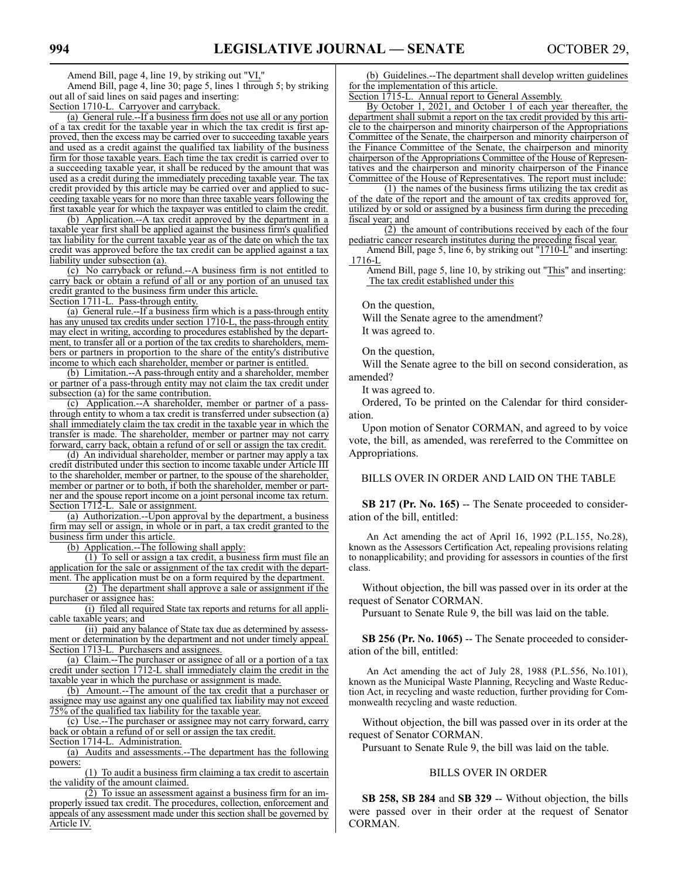Amend Bill, page 4, line 19, by striking out "VI,"

Amend Bill, page 4, line 30; page 5, lines 1 through 5; by striking out all of said lines on said pages and inserting:

Section 1710-L. Carryover and carryback.

(a) General rule.--If a business firm does not use all or any portion of a tax credit for the taxable year in which the tax credit is first approved, then the excess may be carried over to succeeding taxable years and used as a credit against the qualified tax liability of the business firm for those taxable years. Each time the tax credit is carried over to a succeeding taxable year, it shall be reduced by the amount that was used as a credit during the immediately preceding taxable year. The tax credit provided by this article may be carried over and applied to succeeding taxable years for no more than three taxable years following the first taxable year for which the taxpayer was entitled to claim the credit.

(b) Application.--A tax credit approved by the department in a taxable year first shall be applied against the business firm's qualified tax liability for the current taxable year as of the date on which the tax credit was approved before the tax credit can be applied against a tax liability under subsection (a).

(c) No carryback or refund.--A business firm is not entitled to carry back or obtain a refund of all or any portion of an unused tax credit granted to the business firm under this article.

Section 1711-L. Pass-through entity.

(a) General rule.--If a business firm which is a pass-through entity has any unused tax credits under section 1710-L, the pass-through entity may elect in writing, according to procedures established by the department, to transfer all or a portion of the tax credits to shareholders, members or partners in proportion to the share of the entity's distributive income to which each shareholder, member or partner is entitled.

(b) Limitation.--A pass-through entity and a shareholder, member or partner of a pass-through entity may not claim the tax credit under subsection (a) for the same contribution.

(c) Application.--A shareholder, member or partner of a pass-through entity to whom a tax credit is transferred under subsection (a) shall immediately claim the tax credit in the taxable year in which the transfer is made. The shareholder, member or partner may not carry forward, carry back, obtain a refund of or sell or assign the tax credit.

(d) An individual shareholder, member or partner may apply a tax credit distributed under this section to income taxable under Article III to the shareholder, member or partner, to the spouse of the shareholder, member or partner or to both, if both the shareholder, member or partner and the spouse report income on a joint personal income tax return.

Section 1712-L. Sale or assignment.

(a) Authorization.--Upon approval by the department, a business firm may sell or assign, in whole or in part, a tax credit granted to the business firm under this article.

(b) Application.--The following shall apply:

(1) To sell or assign a tax credit, a business firm must file an application for the sale or assignment of the tax credit with the department. The application must be on a form required by the department.

(2) The department shall approve a sale or assignment if the purchaser or assignee has:

(i) filed all required State tax reports and returns for all applicable taxable years; and

(ii) paid any balance of State tax due as determined by assessment or determination by the department and not under timely appeal.

Section 1713-L. Purchasers and assignees.

(a) Claim.--The purchaser or assignee of all or a portion of a tax credit under section 1712-L shall immediately claim the credit in the taxable year in which the purchase or assignment is made.

(b) Amount.--The amount of the tax credit that a purchaser or assignee may use against any one qualified tax liability may not exceed 75% of the qualified tax liability for the taxable year.

(c) Use.--The purchaser or assignee may not carry forward, carry back or obtain a refund of or sell or assign the tax credit.

Section 1714-L. Administration.

(a) Audits and assessments.--The department has the following powers:

(1) To audit a business firm claiming a tax credit to ascertain the validity of the amount claimed.

(2) To issue an assessment against a business firm for an improperly issued tax credit. The procedures, collection, enforcement and appeals of any assessment made under this section shall be governed by Article IV.

(b) Guidelines.--The department shall develop written guidelines for the implementation of this article.

Section 1715-L. Annual report to General Assembly.

By October 1, 2021, and October 1 of each year thereafter, the department shall submit a report on the tax credit provided by this article to the chairperson and minority chairperson of the Appropriations Committee of the Senate, the chairperson and minority chairperson of the Finance Committee of the Senate, the chairperson and minority chairperson of the Appropriations Committee of the House of Representatives and the chairperson and minority chairperson of the Finance Committee of the House of Representatives. The report must include:

(1) the names of the business firms utilizing the tax credit as of the date of the report and the amount of tax credits approved for, utilized by or sold or assigned by a business firm during the preceding fiscal year; and

(2) the amount of contributions received by each of the four pediatric cancer research institutes during the preceding fiscal year.

Amend Bill, page 5, line 6, by striking out "1710-L" and inserting: 1716-L

Amend Bill, page 5, line 10, by striking out "This" and inserting: The tax credit established under this

On the question,

Will the Senate agree to the amendment?

It was agreed to.

On the question,

Will the Senate agree to the bill on second consideration, as amended?

It was agreed to.

Ordered, To be printed on the Calendar for third consideration.

Upon motion of Senator CORMAN, and agreed to by voice vote, the bill, as amended, was rereferred to the Committee on Appropriations.

## BILLS OVER IN ORDER AND LAID ON THE TABLE

**SB 217 (Pr. No. 165)** -- The Senate proceeded to consideration of the bill, entitled:

An Act amending the act of April 16, 1992 (P.L.155, No.28), known as the Assessors Certification Act, repealing provisions relating to nonapplicability; and providing for assessors in counties of the first class.

Without objection, the bill was passed over in its order at the request of Senator CORMAN.

Pursuant to Senate Rule 9, the bill was laid on the table.

**SB 256 (Pr. No. 1065)** -- The Senate proceeded to consideration of the bill, entitled:

An Act amending the act of July 28, 1988 (P.L.556, No.101), known as the Municipal Waste Planning, Recycling and Waste Reduction Act, in recycling and waste reduction, further providing for Commonwealth recycling and waste reduction.

Without objection, the bill was passed over in its order at the request of Senator CORMAN.

Pursuant to Senate Rule 9, the bill was laid on the table.

## BILLS OVER IN ORDER

**SB 258, SB 284** and **SB 329** -- Without objection, the bills were passed over in their order at the request of Senator CORMAN.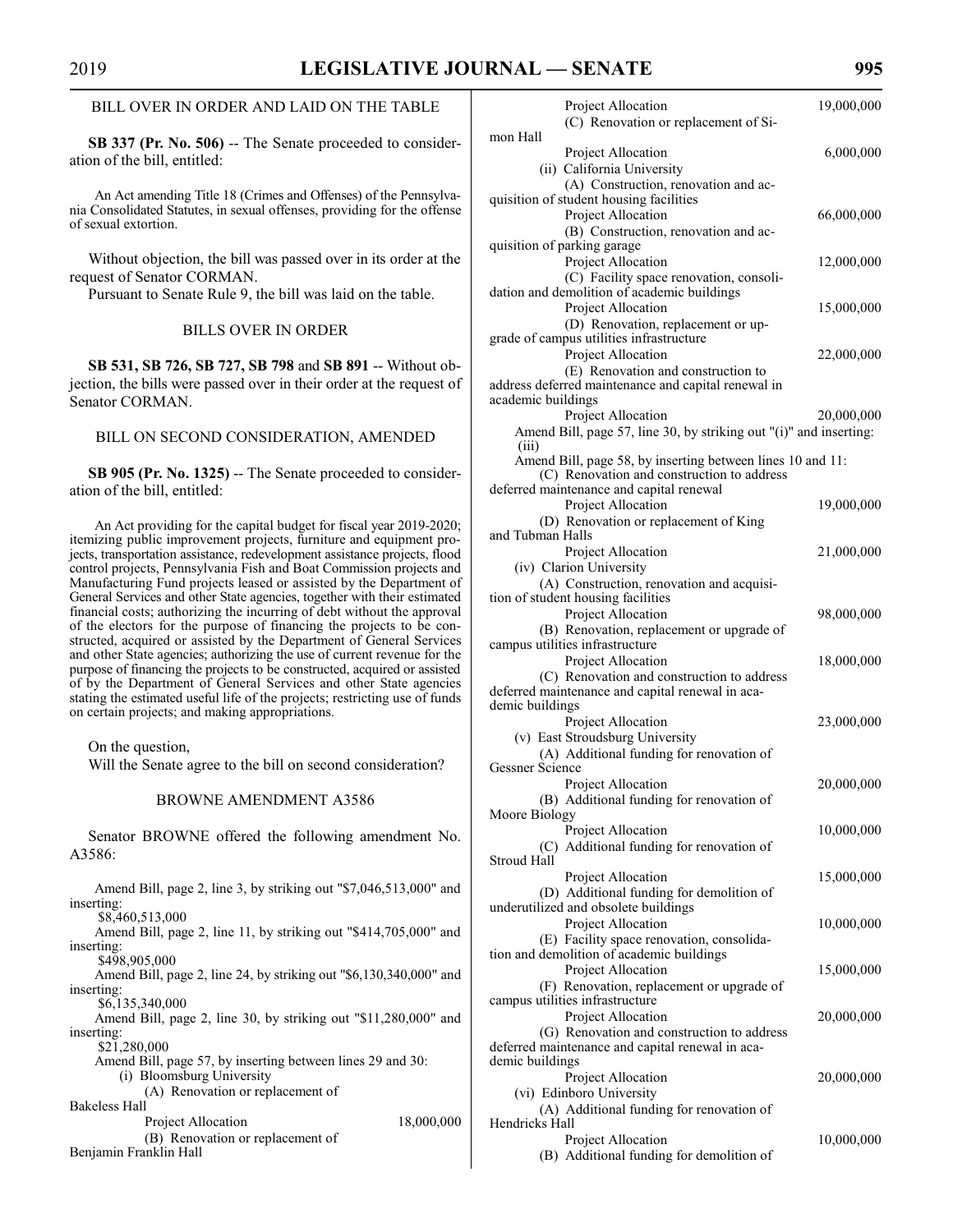## BILL OVER IN ORDER AND LAID ON THE TABLE

**SB 337 (Pr. No. 506)** -- The Senate proceeded to consideration of the bill, entitled:

An Act amending Title 18 (Crimes and Offenses) of the Pennsylvania Consolidated Statutes, in sexual offenses, providing for the offense of sexual extortion.

Without objection, the bill was passed over in its order at the request of Senator CORMAN.

Pursuant to Senate Rule 9, the bill was laid on the table.

## BILLS OVER IN ORDER

**SB 531, SB 726, SB 727, SB 798** and **SB 891** -- Without objection, the bills were passed over in their order at the request of Senator CORMAN.

## BILL ON SECOND CONSIDERATION, AMENDED

**SB 905 (Pr. No. 1325)** -- The Senate proceeded to consideration of the bill, entitled:

An Act providing for the capital budget for fiscal year 2019-2020; itemizing public improvement projects, furniture and equipment projects, transportation assistance, redevelopment assistance projects, flood control projects, Pennsylvania Fish and Boat Commission projects and Manufacturing Fund projects leased or assisted by the Department of General Services and other State agencies, together with their estimated financial costs; authorizing the incurring of debt without the approval of the electors for the purpose of financing the projects to be constructed, acquired or assisted by the Department of General Services and other State agencies; authorizing the use of current revenue for the purpose of financing the projects to be constructed, acquired or assisted of by the Department of General Services and other State agencies stating the estimated useful life of the projects; restricting use of funds on certain projects; and making appropriations.

On the question,

Will the Senate agree to the bill on second consideration?

## BROWNE AMENDMENT A3586

Senator BROWNE offered the following amendment No. A3586:

Amend Bill, page 2, line 3, by striking out "$7,046,513,000" and inserting:
$8,460,513,000

Amend Bill, page 2, line 11, by striking out "$414,705,000" and inserting:
$498,905,000

Amend Bill, page 2, line 24, by striking out "$6,130,340,000" and inserting:
$6,135,340,000

Amend Bill, page 2, line 30, by striking out "$11,280,000" and inserting:
$21,280,000

Amend Bill, page 57, by inserting between lines 29 and 30:

(i) Bloomsburg University

(A) Renovation or replacement of Bakeless Hall
Project Allocation 18,000,000

(B) Renovation or replacement of Benjamin Franklin Hall
Project Allocation 19,000,000

(C) Renovation or replacement of Simon Hall
Project Allocation 6,000,000

(ii) California University

(A) Construction, renovation and acquisition of student housing facilities
Project Allocation 66,000,000

(B) Construction, renovation and acquisition of parking garage
Project Allocation 12,000,000

(C) Facility space renovation, consolidation and demolition of academic buildings
Project Allocation 15,000,000

(D) Renovation, replacement or upgrade of campus utilities infrastructure
Project Allocation 22,000,000

(E) Renovation and construction to address deferred maintenance and capital renewal in academic buildings
Project Allocation 20,000,000

Amend Bill, page 57, line 30, by striking out "(i)" and inserting:
(iii)

Amend Bill, page 58, by inserting between lines 10 and 11:

(C) Renovation and construction to address deferred maintenance and capital renewal
Project Allocation 19,000,000

(D) Renovation or replacement of King and Tubman Halls
Project Allocation 21,000,000

(iv) Clarion University

(A) Construction, renovation and acquisition of student housing facilities
Project Allocation 98,000,000

(B) Renovation, replacement or upgrade of campus utilities infrastructure
Project Allocation 18,000,000

(C) Renovation and construction to address deferred maintenance and capital renewal in academic buildings
Project Allocation 23,000,000

(v) East Stroudsburg University

(A) Additional funding for renovation of Gessner Science
Project Allocation 20,000,000

(B) Additional funding for renovation of Moore Biology
Project Allocation 10,000,000

(C) Additional funding for renovation of Stroud Hall
Project Allocation 15,000,000

(D) Additional funding for demolition of underutilized and obsolete buildings
Project Allocation 10,000,000

(E) Facility space renovation, consolidation and demolition of academic buildings
Project Allocation 15,000,000

(F) Renovation, replacement or upgrade of campus utilities infrastructure
Project Allocation 20,000,000

(G) Renovation and construction to address deferred maintenance and capital renewal in academic buildings
Project Allocation 20,000,000

(vi) Edinboro University

(A) Additional funding for renovation of Hendricks Hall
Project Allocation 10,000,000

(B) Additional funding for demolition of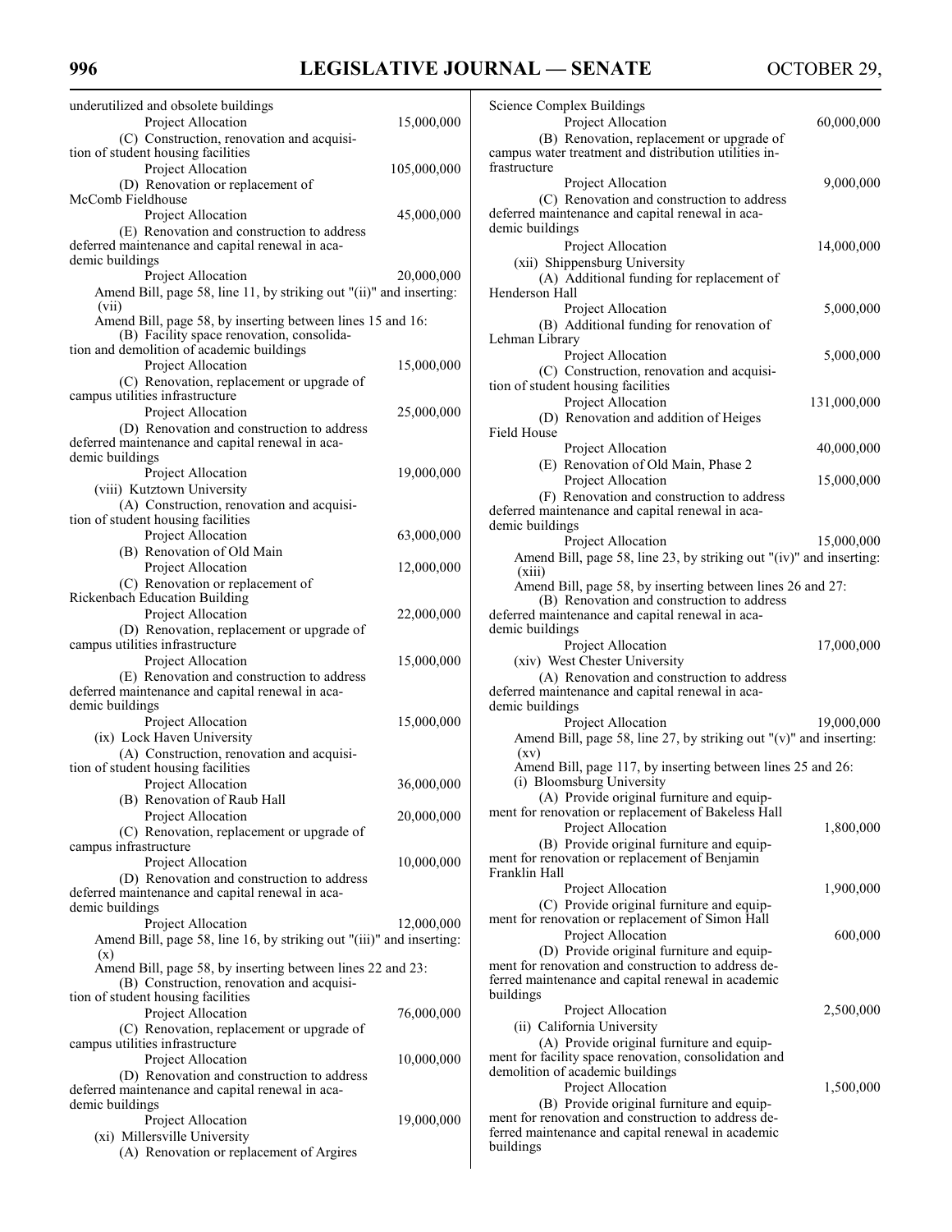underutilized and obsolete buildings

Project Allocation 15,000,000

(C) Construction, renovation and acquisition of student housing facilities

Project Allocation 105,000,000

(D) Renovation or replacement of McComb Fieldhouse

Project Allocation 45,000,000

(E) Renovation and construction to address deferred maintenance and capital renewal in academic buildings

Project Allocation 20,000,000

Amend Bill, page 58, line 11, by striking out "(ii)" and inserting: (vii)

Amend Bill, page 58, by inserting between lines 15 and 16:

(B) Facility space renovation, consolidation and demolition of academic buildings

Project Allocation 15,000,000

(C) Renovation, replacement or upgrade of campus utilities infrastructure

Project Allocation 25,000,000

(D) Renovation and construction to address deferred maintenance and capital renewal in academic buildings

Project Allocation 19,000,000

(viii) Kutztown University

(A) Construction, renovation and acquisition of student housing facilities

Project Allocation 63,000,000

(B) Renovation of Old Main

Project Allocation 12,000,000

(C) Renovation or replacement of Rickenbach Education Building

Project Allocation 22,000,000

(D) Renovation, replacement or upgrade of campus utilities infrastructure

Project Allocation 15,000,000

(E) Renovation and construction to address deferred maintenance and capital renewal in academic buildings

Project Allocation 15,000,000

(ix) Lock Haven University

(A) Construction, renovation and acquisition of student housing facilities

Project Allocation 36,000,000

(B) Renovation of Raub Hall

Project Allocation 20,000,000

(C) Renovation, replacement or upgrade of campus infrastructure

Project Allocation 10,000,000

(D) Renovation and construction to address deferred maintenance and capital renewal in academic buildings

Project Allocation 12,000,000

Amend Bill, page 58, line 16, by striking out "(iii)" and inserting: (x)

Amend Bill, page 58, by inserting between lines 22 and 23:

(B) Construction, renovation and acquisition of student housing facilities

Project Allocation 76,000,000

(C) Renovation, replacement or upgrade of campus utilities infrastructure

Project Allocation 10,000,000

(D) Renovation and construction to address deferred maintenance and capital renewal in academic buildings

Project Allocation 19,000,000

(xi) Millersville University

(A) Renovation or replacement of Argires Science Complex Buildings

Project Allocation 60,000,000

(B) Renovation, replacement or upgrade of campus water treatment and distribution utilities infrastructure

Project Allocation 9,000,000

(C) Renovation and construction to address deferred maintenance and capital renewal in academic buildings

Project Allocation 14,000,000

(xii) Shippensburg University

(A) Additional funding for replacement of Henderson Hall

Project Allocation 5,000,000

(B) Additional funding for renovation of Lehman Library

Project Allocation 5,000,000

(C) Construction, renovation and acquisition of student housing facilities

Project Allocation 131,000,000

(D) Renovation and addition of Heiges Field House

Project Allocation 40,000,000

(E) Renovation of Old Main, Phase 2

Project Allocation 15,000,000

(F) Renovation and construction to address deferred maintenance and capital renewal in academic buildings

Project Allocation 15,000,000

Amend Bill, page 58, line 23, by striking out "(iv)" and inserting: (xiii)

Amend Bill, page 58, by inserting between lines 26 and 27:

(B) Renovation and construction to address deferred maintenance and capital renewal in academic buildings

Project Allocation 17,000,000

(xiv) West Chester University

(A) Renovation and construction to address deferred maintenance and capital renewal in academic buildings

Project Allocation 19,000,000

Amend Bill, page 58, line 27, by striking out "(v)" and inserting: (xv)

Amend Bill, page 117, by inserting between lines 25 and 26:

(i) Bloomsburg University

(A) Provide original furniture and equipment for renovation or replacement of Bakeless Hall

Project Allocation 1,800,000

(B) Provide original furniture and equipment for renovation or replacement of Benjamin Franklin Hall

Project Allocation 1,900,000

(C) Provide original furniture and equipment for renovation or replacement of Simon Hall

Project Allocation 600,000

(D) Provide original furniture and equipment for renovation and construction to address deferred maintenance and capital renewal in academic buildings

Project Allocation 2,500,000

(ii) California University

(A) Provide original furniture and equipment for facility space renovation, consolidation and demolition of academic buildings

Project Allocation 1,500,000

(B) Provide original furniture and equipment for renovation and construction to address deferred maintenance and capital renewal in academic buildings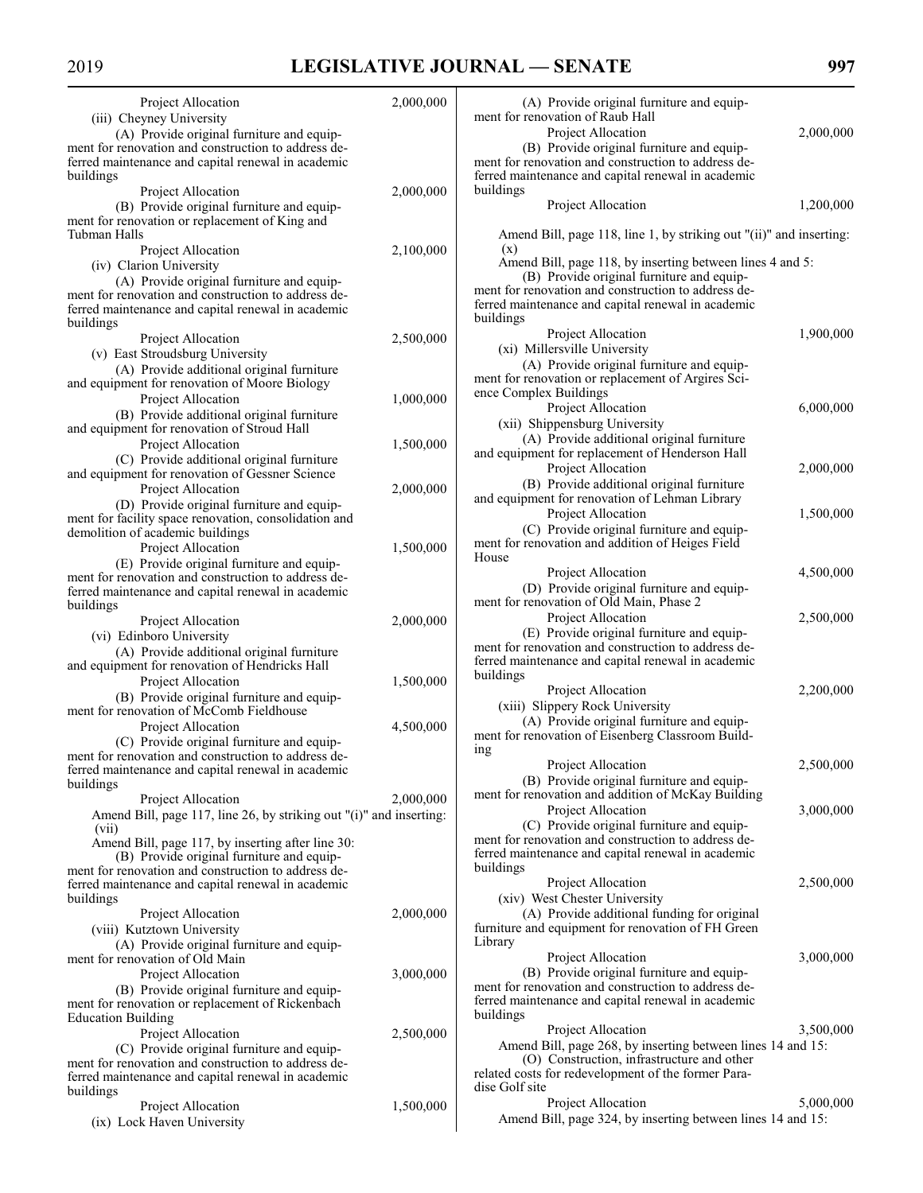Project Allocation 2,000,000

(iii) Cheyney University

(A) Provide original furniture and equipment for renovation and construction to address deferred maintenance and capital renewal in academic buildings

Project Allocation 2,000,000

(B) Provide original furniture and equipment for renovation or replacement of King and Tubman Halls

Project Allocation 2,100,000

(iv) Clarion University

(A) Provide original furniture and equipment for renovation and construction to address deferred maintenance and capital renewal in academic buildings

Project Allocation 2,500,000

(v) East Stroudsburg University

(A) Provide additional original furniture and equipment for renovation of Moore Biology

Project Allocation 1,000,000

(B) Provide additional original furniture and equipment for renovation of Stroud Hall

Project Allocation 1,500,000

(C) Provide additional original furniture and equipment for renovation of Gessner Science

Project Allocation 2,000,000

(D) Provide original furniture and equipment for facility space renovation, consolidation and demolition of academic buildings

Project Allocation 1,500,000

(E) Provide original furniture and equipment for renovation and construction to address deferred maintenance and capital renewal in academic buildings

Project Allocation 2,000,000

(vi) Edinboro University

(A) Provide additional original furniture and equipment for renovation of Hendricks Hall

Project Allocation 1,500,000

(B) Provide original furniture and equipment for renovation of McComb Fieldhouse

Project Allocation 4,500,000

(C) Provide original furniture and equipment for renovation and construction to address deferred maintenance and capital renewal in academic buildings

Project Allocation 2,000,000

Amend Bill, page 117, line 26, by striking out "(i)" and inserting: (vii)

Amend Bill, page 117, by inserting after line 30:

(B) Provide original furniture and equipment for renovation and construction to address deferred maintenance and capital renewal in academic buildings

Project Allocation 2,000,000

(viii) Kutztown University

(A) Provide original furniture and equipment for renovation of Old Main

Project Allocation 3,000,000

(B) Provide original furniture and equipment for renovation or replacement of Rickenbach Education Building

Project Allocation 2,500,000

(C) Provide original furniture and equipment for renovation and construction to address deferred maintenance and capital renewal in academic buildings

Project Allocation 1,500,000

(ix) Lock Haven University

(A) Provide original furniture and equipment for renovation of Raub Hall

Project Allocation 2,000,000

(B) Provide original furniture and equipment for renovation and construction to address deferred maintenance and capital renewal in academic buildings

Project Allocation 1,200,000

Amend Bill, page 118, line 1, by striking out "(ii)" and inserting: (x)

Amend Bill, page 118, by inserting between lines 4 and 5:

(B) Provide original furniture and equipment for renovation and construction to address deferred maintenance and capital renewal in academic buildings

Project Allocation 1,900,000

(xi) Millersville University

(A) Provide original furniture and equipment for renovation or replacement of Argires Science Complex Buildings

Project Allocation 6,000,000

(xii) Shippensburg University

(A) Provide additional original furniture and equipment for replacement of Henderson Hall

Project Allocation 2,000,000

(B) Provide additional original furniture and equipment for renovation of Lehman Library

Project Allocation 1,500,000

(C) Provide original furniture and equipment for renovation and addition of Heiges Field House

Project Allocation 4,500,000

(D) Provide original furniture and equipment for renovation of Old Main, Phase 2

Project Allocation 2,500,000

(E) Provide original furniture and equipment for renovation and construction to address deferred maintenance and capital renewal in academic buildings

Project Allocation 2,200,000

(xiii) Slippery Rock University

(A) Provide original furniture and equipment for renovation of Eisenberg Classroom Building

Project Allocation 2,500,000

(B) Provide original furniture and equipment for renovation and addition of McKay Building

Project Allocation 3,000,000

(C) Provide original furniture and equipment for renovation and construction to address deferred maintenance and capital renewal in academic buildings

Project Allocation 2,500,000

(xiv) West Chester University

(A) Provide additional funding for original furniture and equipment for renovation of FH Green Library

Project Allocation 3,000,000

(B) Provide original furniture and equipment for renovation and construction to address deferred maintenance and capital renewal in academic buildings

Project Allocation 3,500,000

Amend Bill, page 268, by inserting between lines 14 and 15:

(O) Construction, infrastructure and other related costs for redevelopment of the former Paradise Golf site

Project Allocation 5,000,000

Amend Bill, page 324, by inserting between lines 14 and 15: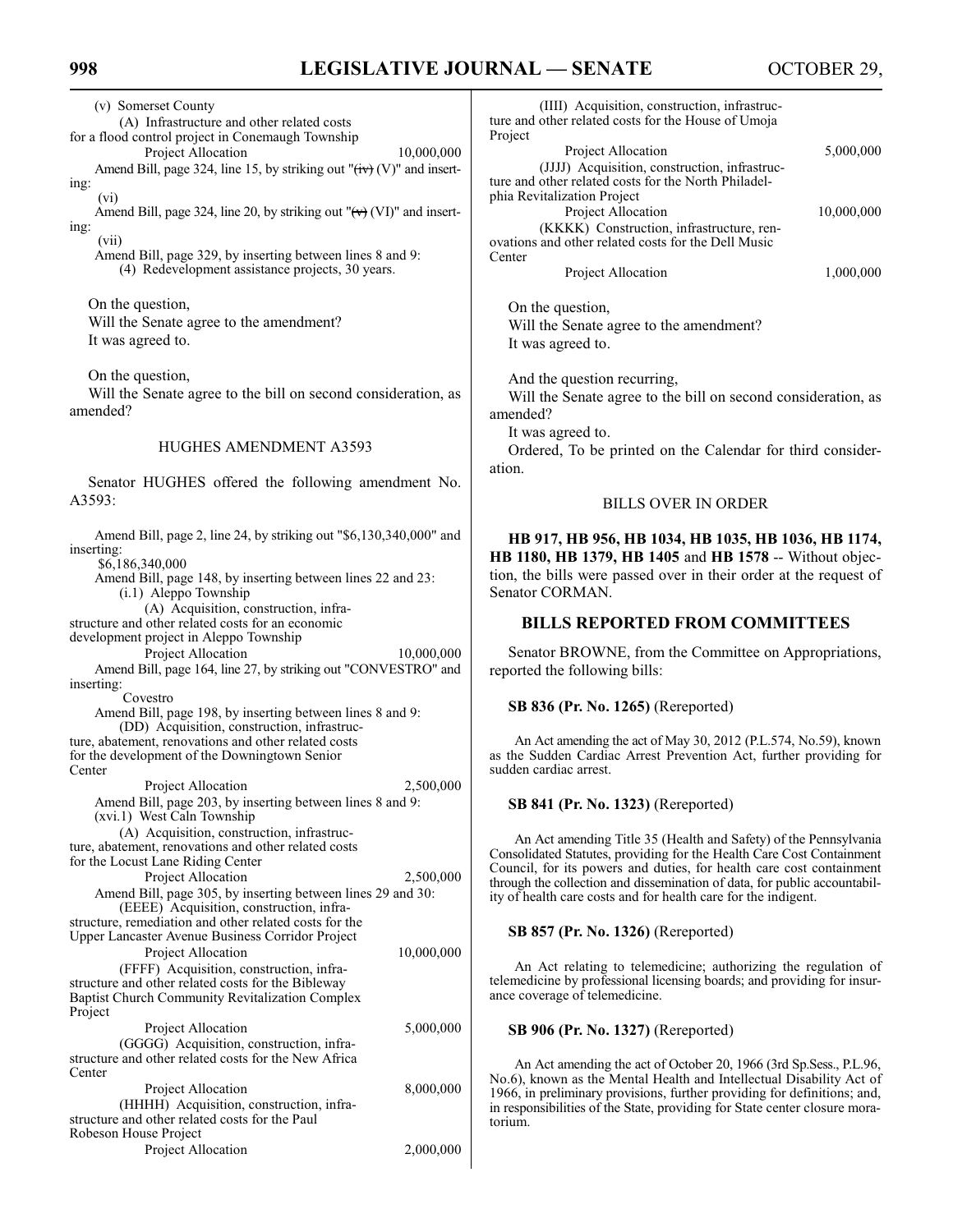(v) Somerset County

(A) Infrastructure and other related costs for a flood control project in Conemaugh Township

Project Allocation 10,000,000

Amend Bill, page 324, line 15, by striking out "~~(iv)~~ (V)" and inserting:

(vi)

Amend Bill, page 324, line 20, by striking out "~~(v)~~ (VI)" and inserting:

(vii)

Amend Bill, page 329, by inserting between lines 8 and 9:

(4) Redevelopment assistance projects, 30 years.

On the question,

Will the Senate agree to the amendment?

It was agreed to.

On the question,

Will the Senate agree to the bill on second consideration, as amended?

## HUGHES AMENDMENT A3593

Senator HUGHES offered the following amendment No. A3593:

Amend Bill, page 2, line 24, by striking out "$6,130,340,000" and inserting:

$6,186,340,000

Amend Bill, page 148, by inserting between lines 22 and 23:

(i.1) Aleppo Township

(A) Acquisition, construction, infrastructure and other related costs for an economic development project in Aleppo Township

Project Allocation 10,000,000

Amend Bill, page 164, line 27, by striking out "CONVESTRO" and inserting:

Covestro

Amend Bill, page 198, by inserting between lines 8 and 9:

(DD) Acquisition, construction, infrastructure, abatement, renovations and other related costs for the development of the Downingtown Senior Center

Project Allocation 2,500,000

Amend Bill, page 203, by inserting between lines 8 and 9:

(xvi.1) West Caln Township

(A) Acquisition, construction, infrastructure, abatement, renovations and other related costs for the Locust Lane Riding Center

Project Allocation 2,500,000

Amend Bill, page 305, by inserting between lines 29 and 30:

(EEEE) Acquisition, construction, infrastructure, remediation and other related costs for the Upper Lancaster Avenue Business Corridor Project

Project Allocation 10,000,000

(FFFF) Acquisition, construction, infrastructure and other related costs for the Bibleway Baptist Church Community Revitalization Complex Project

Project Allocation 5,000,000

(GGGG) Acquisition, construction, infrastructure and other related costs for the New Africa Center

Project Allocation 8,000,000

(HHHH) Acquisition, construction, infrastructure and other related costs for the Paul Robeson House Project

Project Allocation 2,000,000

(IIII) Acquisition, construction, infrastructure and other related costs for the House of Umoja Project

Project Allocation 5,000,000

(JJJJ) Acquisition, construction, infrastructure and other related costs for the North Philadelphia Revitalization Project

Project Allocation 10,000,000

(KKKK) Construction, infrastructure, renovations and other related costs for the Dell Music Center

Project Allocation 1,000,000

On the question,

Will the Senate agree to the amendment?

It was agreed to.

And the question recurring,

Will the Senate agree to the bill on second consideration, as amended?

It was agreed to.

Ordered, To be printed on the Calendar for third consideration.

## BILLS OVER IN ORDER

**HB 917, HB 956, HB 1034, HB 1035, HB 1036, HB 1174, HB 1180, HB 1379, HB 1405** and **HB 1578** -- Without objection, the bills were passed over in their order at the request of Senator CORMAN.

## BILLS REPORTED FROM COMMITTEES

Senator BROWNE, from the Committee on Appropriations, reported the following bills:

**SB 836 (Pr. No. 1265)** (Rereported)

An Act amending the act of May 30, 2012 (P.L.574, No.59), known as the Sudden Cardiac Arrest Prevention Act, further providing for sudden cardiac arrest.

**SB 841 (Pr. No. 1323)** (Rereported)

An Act amending Title 35 (Health and Safety) of the Pennsylvania Consolidated Statutes, providing for the Health Care Cost Containment Council, for its powers and duties, for health care cost containment through the collection and dissemination of data, for public accountability of health care costs and for health care for the indigent.

**SB 857 (Pr. No. 1326)** (Rereported)

An Act relating to telemedicine; authorizing the regulation of telemedicine by professional licensing boards; and providing for insurance coverage of telemedicine.

**SB 906 (Pr. No. 1327)** (Rereported)

An Act amending the act of October 20, 1966 (3rd Sp.Sess., P.L.96, No.6), known as the Mental Health and Intellectual Disability Act of 1966, in preliminary provisions, further providing for definitions; and, in responsibilities of the State, providing for State center closure moratorium.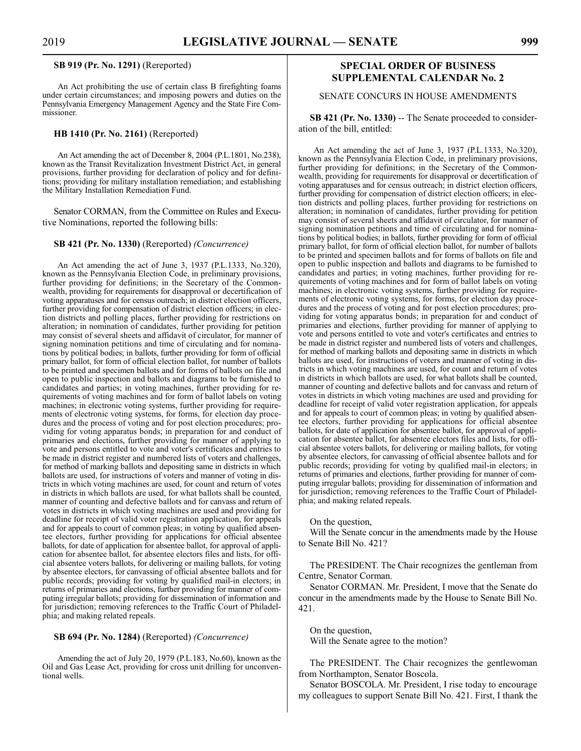**SB 919 (Pr. No. 1291)** (Rereported)

An Act prohibiting the use of certain class B firefighting foams under certain circumstances; and imposing powers and duties on the Pennsylvania Emergency Management Agency and the State Fire Commissioner.

**HB 1410 (Pr. No. 2161)** (Rereported)

An Act amending the act of December 8, 2004 (P.L.1801, No.238), known as the Transit Revitalization Investment District Act, in general provisions, further providing for declaration of policy and for definitions; providing for military installation remediation; and establishing the Military Installation Remediation Fund.

Senator CORMAN, from the Committee on Rules and Executive Nominations, reported the following bills:

**SB 421 (Pr. No. 1330)** (Rereported) *(Concurrence)*

An Act amending the act of June 3, 1937 (P.L.1333, No.320), known as the Pennsylvania Election Code, in preliminary provisions, further providing for definitions; in the Secretary of the Commonwealth, providing for requirements for disapproval or decertification of voting apparatuses and for census outreach; in district election officers, further providing for compensation of district election officers; in election districts and polling places, further providing for restrictions on alteration; in nomination of candidates, further providing for petition may consist of several sheets and affidavit of circulator, for manner of signing nomination petitions and time of circulating and for nominations by political bodies; in ballots, further providing for form of official primary ballot, for form of official election ballot, for number of ballots to be printed and specimen ballots and for forms of ballots on file and open to public inspection and ballots and diagrams to be furnished to candidates and parties; in voting machines, further providing for requirements of voting machines and for form of ballot labels on voting machines; in electronic voting systems, further providing for requirements of electronic voting systems, for forms, for election day procedures and the process of voting and for post election procedures; providing for voting apparatus bonds; in preparation for and conduct of primaries and elections, further providing for manner of applying to vote and persons entitled to vote and voter's certificates and entries to be made in district register and numbered lists of voters and challenges, for method of marking ballots and depositing same in districts in which ballots are used, for instructions of voters and manner of voting in districts in which voting machines are used, for count and return of votes in districts in which ballots are used, for what ballots shall be counted, manner of counting and defective ballots and for canvass and return of votes in districts in which voting machines are used and providing for deadline for receipt of valid voter registration application, for appeals and for appeals to court of common pleas; in voting by qualified absentee electors, further providing for applications for official absentee ballots, for date of application for absentee ballot, for approval of application for absentee ballot, for absentee electors files and lists, for official absentee voters ballots, for delivering or mailing ballots, for voting by absentee electors, for canvassing of official absentee ballots and for public records; providing for voting by qualified mail-in electors; in returns of primaries and elections, further providing for manner of computing irregular ballots; providing for dissemination of information and for jurisdiction; removing references to the Traffic Court of Philadelphia; and making related repeals.

**SB 694 (Pr. No. 1284)** (Rereported) *(Concurrence)*

Amending the act of July 20, 1979 (P.L.183, No.60), known as the Oil and Gas Lease Act, providing for cross unit drilling for unconventional wells.

## SPECIAL ORDER OF BUSINESS SUPPLEMENTAL CALENDAR No. 2

### SENATE CONCURS IN HOUSE AMENDMENTS

**SB 421 (Pr. No. 1330)** -- The Senate proceeded to consideration of the bill, entitled:

An Act amending the act of June 3, 1937 (P.L.1333, No.320), known as the Pennsylvania Election Code, in preliminary provisions, further providing for definitions; in the Secretary of the Commonwealth, providing for requirements for disapproval or decertification of voting apparatuses and for census outreach; in district election officers, further providing for compensation of district election officers; in election districts and polling places, further providing for restrictions on alteration; in nomination of candidates, further providing for petition may consist of several sheets and affidavit of circulator, for manner of signing nomination petitions and time of circulating and for nominations by political bodies; in ballots, further providing for form of official primary ballot, for form of official election ballot, for number of ballots to be printed and specimen ballots and for forms of ballots on file and open to public inspection and ballots and diagrams to be furnished to candidates and parties; in voting machines, further providing for requirements of voting machines and for form of ballot labels on voting machines; in electronic voting systems, further providing for requirements of electronic voting systems, for forms, for election day procedures and the process of voting and for post election procedures; providing for voting apparatus bonds; in preparation for and conduct of primaries and elections, further providing for manner of applying to vote and persons entitled to vote and voter's certificates and entries to be made in district register and numbered lists of voters and challenges, for method of marking ballots and depositing same in districts in which ballots are used, for instructions of voters and manner of voting in districts in which voting machines are used, for count and return of votes in districts in which ballots are used, for what ballots shall be counted, manner of counting and defective ballots and for canvass and return of votes in districts in which voting machines are used and providing for deadline for receipt of valid voter registration application, for appeals and for appeals to court of common pleas; in voting by qualified absentee electors, further providing for applications for official absentee ballots, for date of application for absentee ballot, for approval of application for absentee ballot, for absentee electors files and lists, for official absentee voters ballots, for delivering or mailing ballots, for voting by absentee electors, for canvassing of official absentee ballots and for public records; providing for voting by qualified mail-in electors; in returns of primaries and elections, further providing for manner of computing irregular ballots; providing for dissemination of information and for jurisdiction; removing references to the Traffic Court of Philadelphia; and making related repeals.

On the question,
Will the Senate concur in the amendments made by the House to Senate Bill No. 421?

The PRESIDENT. The Chair recognizes the gentleman from Centre, Senator Corman.

Senator CORMAN. Mr. President, I move that the Senate do concur in the amendments made by the House to Senate Bill No. 421.

On the question,
Will the Senate agree to the motion?

The PRESIDENT. The Chair recognizes the gentlewoman from Northampton, Senator Boscola.

Senator BOSCOLA. Mr. President, I rise today to encourage my colleagues to support Senate Bill No. 421. First, I thank the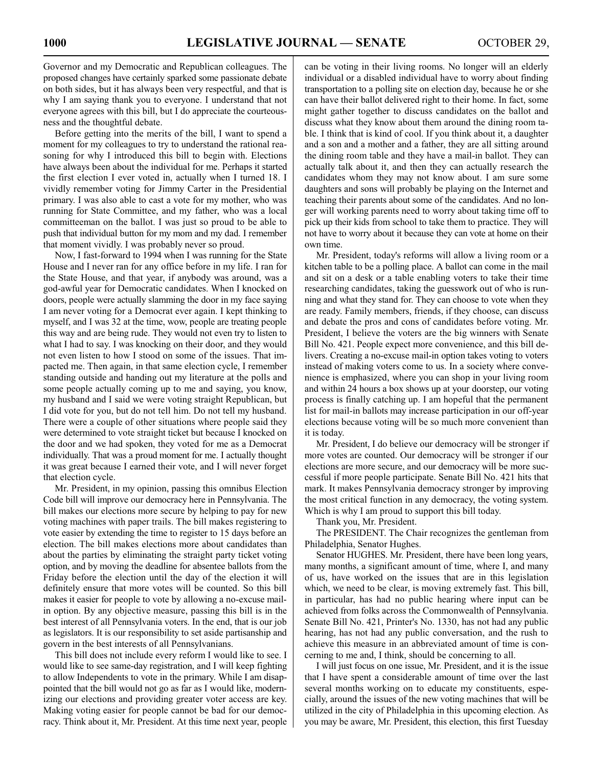Governor and my Democratic and Republican colleagues. The proposed changes have certainly sparked some passionate debate on both sides, but it has always been very respectful, and that is why I am saying thank you to everyone. I understand that not everyone agrees with this bill, but I do appreciate the courteousness and the thoughtful debate.

Before getting into the merits of the bill, I want to spend a moment for my colleagues to try to understand the rational reasoning for why I introduced this bill to begin with. Elections have always been about the individual for me. Perhaps it started the first election I ever voted in, actually when I turned 18. I vividly remember voting for Jimmy Carter in the Presidential primary. I was also able to cast a vote for my mother, who was running for State Committee, and my father, who was a local committeeman on the ballot. I was just so proud to be able to push that individual button for my mom and my dad. I remember that moment vividly. I was probably never so proud.

Now, I fast-forward to 1994 when I was running for the State House and I never ran for any office before in my life. I ran for the State House, and that year, if anybody was around, was a god-awful year for Democratic candidates. When I knocked on doors, people were actually slamming the door in my face saying I am never voting for a Democrat ever again. I kept thinking to myself, and I was 32 at the time, wow, people are treating people this way and are being rude. They would not even try to listen to what I had to say. I was knocking on their door, and they would not even listen to how I stood on some of the issues. That impacted me. Then again, in that same election cycle, I remember standing outside and handing out my literature at the polls and some people actually coming up to me and saying, you know, my husband and I said we were voting straight Republican, but I did vote for you, but do not tell him. Do not tell my husband. There were a couple of other situations where people said they were determined to vote straight ticket but because I knocked on the door and we had spoken, they voted for me as a Democrat individually. That was a proud moment for me. I actually thought it was great because I earned their vote, and I will never forget that election cycle.

Mr. President, in my opinion, passing this omnibus Election Code bill will improve our democracy here in Pennsylvania. The bill makes our elections more secure by helping to pay for new voting machines with paper trails. The bill makes registering to vote easier by extending the time to register to 15 days before an election. The bill makes elections more about candidates than about the parties by eliminating the straight party ticket voting option, and by moving the deadline for absentee ballots from the Friday before the election until the day of the election it will definitely ensure that more votes will be counted. So this bill makes it easier for people to vote by allowing a no-excuse mail-in option. By any objective measure, passing this bill is in the best interest of all Pennsylvania voters. In the end, that is our job as legislators. It is our responsibility to set aside partisanship and govern in the best interests of all Pennsylvanians.

This bill does not include every reform I would like to see. I would like to see same-day registration, and I will keep fighting to allow Independents to vote in the primary. While I am disappointed that the bill would not go as far as I would like, modernizing our elections and providing greater voter access are key. Making voting easier for people cannot be bad for our democracy. Think about it, Mr. President. At this time next year, people can be voting in their living rooms. No longer will an elderly individual or a disabled individual have to worry about finding transportation to a polling site on election day, because he or she can have their ballot delivered right to their home. In fact, some might gather together to discuss candidates on the ballot and discuss what they know about them around the dining room table. I think that is kind of cool. If you think about it, a daughter and a son and a mother and a father, they are all sitting around the dining room table and they have a mail-in ballot. They can actually talk about it, and then they can actually research the candidates whom they may not know about. I am sure some daughters and sons will probably be playing on the Internet and teaching their parents about some of the candidates. And no longer will working parents need to worry about taking time off to pick up their kids from school to take them to practice. They will not have to worry about it because they can vote at home on their own time.

Mr. President, today's reforms will allow a living room or a kitchen table to be a polling place. A ballot can come in the mail and sit on a desk or a table enabling voters to take their time researching candidates, taking the guesswork out of who is running and what they stand for. They can choose to vote when they are ready. Family members, friends, if they choose, can discuss and debate the pros and cons of candidates before voting. Mr. President, I believe the voters are the big winners with Senate Bill No. 421. People expect more convenience, and this bill delivers. Creating a no-excuse mail-in option takes voting to voters instead of making voters come to us. In a society where convenience is emphasized, where you can shop in your living room and within 24 hours a box shows up at your doorstep, our voting process is finally catching up. I am hopeful that the permanent list for mail-in ballots may increase participation in our off-year elections because voting will be so much more convenient than it is today.

Mr. President, I do believe our democracy will be stronger if more votes are counted. Our democracy will be stronger if our elections are more secure, and our democracy will be more successful if more people participate. Senate Bill No. 421 hits that mark. It makes Pennsylvania democracy stronger by improving the most critical function in any democracy, the voting system. Which is why I am proud to support this bill today.

Thank you, Mr. President.

The PRESIDENT. The Chair recognizes the gentleman from Philadelphia, Senator Hughes.

Senator HUGHES. Mr. President, there have been long years, many months, a significant amount of time, where I, and many of us, have worked on the issues that are in this legislation which, we need to be clear, is moving extremely fast. This bill, in particular, has had no public hearing where input can be achieved from folks across the Commonwealth of Pennsylvania. Senate Bill No. 421, Printer's No. 1330, has not had any public hearing, has not had any public conversation, and the rush to achieve this measure in an abbreviated amount of time is concerning to me and, I think, should be concerning to all.

I will just focus on one issue, Mr. President, and it is the issue that I have spent a considerable amount of time over the last several months working on to educate my constituents, especially, around the issues of the new voting machines that will be utilized in the city of Philadelphia in this upcoming election. As you may be aware, Mr. President, this election, this first Tuesday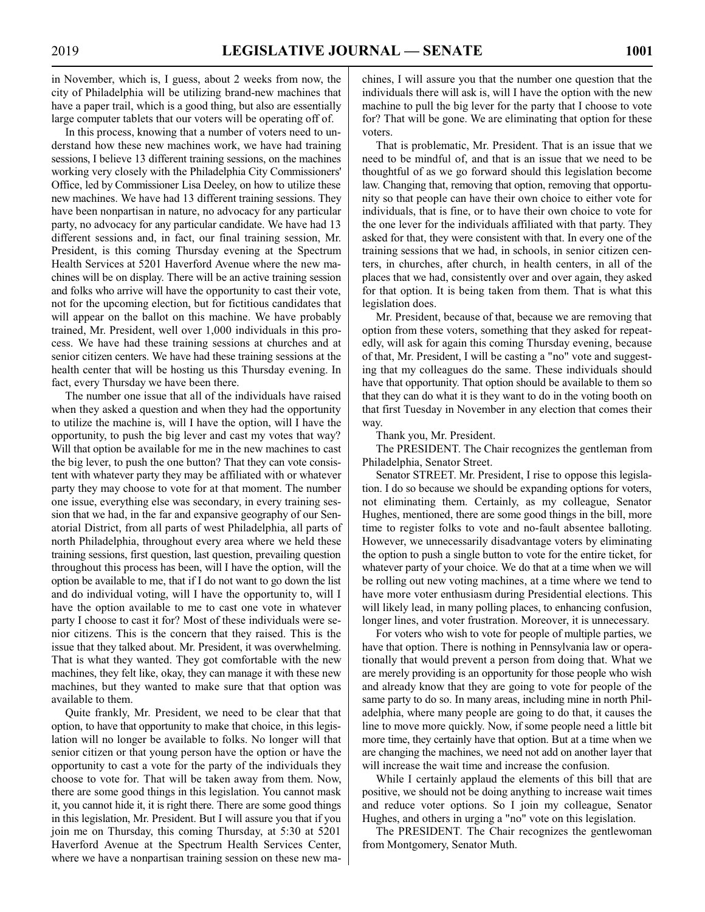in November, which is, I guess, about 2 weeks from now, the city of Philadelphia will be utilizing brand-new machines that have a paper trail, which is a good thing, but also are essentially large computer tablets that our voters will be operating off of.

In this process, knowing that a number of voters need to understand how these new machines work, we have had training sessions, I believe 13 different training sessions, on the machines working very closely with the Philadelphia City Commissioners' Office, led by Commissioner Lisa Deeley, on how to utilize these new machines. We have had 13 different training sessions. They have been nonpartisan in nature, no advocacy for any particular party, no advocacy for any particular candidate. We have had 13 different sessions and, in fact, our final training session, Mr. President, is this coming Thursday evening at the Spectrum Health Services at 5201 Haverford Avenue where the new machines will be on display. There will be an active training session and folks who arrive will have the opportunity to cast their vote, not for the upcoming election, but for fictitious candidates that will appear on the ballot on this machine. We have probably trained, Mr. President, well over 1,000 individuals in this process. We have had these training sessions at churches and at senior citizen centers. We have had these training sessions at the health center that will be hosting us this Thursday evening. In fact, every Thursday we have been there.

The number one issue that all of the individuals have raised when they asked a question and when they had the opportunity to utilize the machine is, will I have the option, will I have the opportunity, to push the big lever and cast my votes that way? Will that option be available for me in the new machines to cast the big lever, to push the one button? That they can vote consistent with whatever party they may be affiliated with or whatever party they may choose to vote for at that moment. The number one issue, everything else was secondary, in every training session that we had, in the far and expansive geography of our Senatorial District, from all parts of west Philadelphia, all parts of north Philadelphia, throughout every area where we held these training sessions, first question, last question, prevailing question throughout this process has been, will I have the option, will the option be available to me, that if I do not want to go down the list and do individual voting, will I have the opportunity to, will I have the option available to me to cast one vote in whatever party I choose to cast it for? Most of these individuals were senior citizens. This is the concern that they raised. This is the issue that they talked about. Mr. President, it was overwhelming. That is what they wanted. They got comfortable with the new machines, they felt like, okay, they can manage it with these new machines, but they wanted to make sure that that option was available to them.

Quite frankly, Mr. President, we need to be clear that that option, to have that opportunity to make that choice, in this legislation will no longer be available to folks. No longer will that senior citizen or that young person have the option or have the opportunity to cast a vote for the party of the individuals they choose to vote for. That will be taken away from them. Now, there are some good things in this legislation. You cannot mask it, you cannot hide it, it is right there. There are some good things in this legislation, Mr. President. But I will assure you that if you join me on Thursday, this coming Thursday, at 5:30 at 5201 Haverford Avenue at the Spectrum Health Services Center, where we have a nonpartisan training session on these new machines, I will assure you that the number one question that the individuals there will ask is, will I have the option with the new machine to pull the big lever for the party that I choose to vote for? That will be gone. We are eliminating that option for these voters.

That is problematic, Mr. President. That is an issue that we need to be mindful of, and that is an issue that we need to be thoughtful of as we go forward should this legislation become law. Changing that, removing that option, removing that opportunity so that people can have their own choice to either vote for individuals, that is fine, or to have their own choice to vote for the one lever for the individuals affiliated with that party. They asked for that, they were consistent with that. In every one of the training sessions that we had, in schools, in senior citizen centers, in churches, after church, in health centers, in all of the places that we had, consistently over and over again, they asked for that option. It is being taken from them. That is what this legislation does.

Mr. President, because of that, because we are removing that option from these voters, something that they asked for repeatedly, will ask for again this coming Thursday evening, because of that, Mr. President, I will be casting a "no" vote and suggesting that my colleagues do the same. These individuals should have that opportunity. That option should be available to them so that they can do what it is they want to do in the voting booth on that first Tuesday in November in any election that comes their way.

Thank you, Mr. President.

The PRESIDENT. The Chair recognizes the gentleman from Philadelphia, Senator Street.

Senator STREET. Mr. President, I rise to oppose this legislation. I do so because we should be expanding options for voters, not eliminating them. Certainly, as my colleague, Senator Hughes, mentioned, there are some good things in the bill, more time to register folks to vote and no-fault absentee balloting. However, we unnecessarily disadvantage voters by eliminating the option to push a single button to vote for the entire ticket, for whatever party of your choice. We do that at a time when we will be rolling out new voting machines, at a time where we tend to have more voter enthusiasm during Presidential elections. This will likely lead, in many polling places, to enhancing confusion, longer lines, and voter frustration. Moreover, it is unnecessary.

For voters who wish to vote for people of multiple parties, we have that option. There is nothing in Pennsylvania law or operationally that would prevent a person from doing that. What we are merely providing is an opportunity for those people who wish and already know that they are going to vote for people of the same party to do so. In many areas, including mine in north Philadelphia, where many people are going to do that, it causes the line to move more quickly. Now, if some people need a little bit more time, they certainly have that option. But at a time when we are changing the machines, we need not add on another layer that will increase the wait time and increase the confusion.

While I certainly applaud the elements of this bill that are positive, we should not be doing anything to increase wait times and reduce voter options. So I join my colleague, Senator Hughes, and others in urging a "no" vote on this legislation.

The PRESIDENT. The Chair recognizes the gentlewoman from Montgomery, Senator Muth.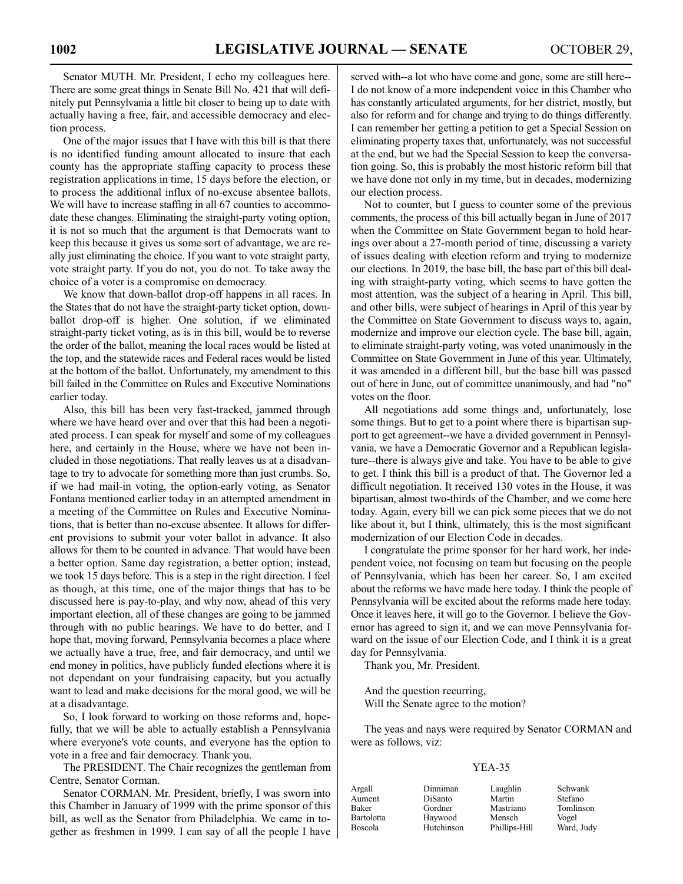Senator MUTH. Mr. President, I echo my colleagues here. There are some great things in Senate Bill No. 421 that will definitely put Pennsylvania a little bit closer to being up to date with actually having a free, fair, and accessible democracy and election process.

One of the major issues that I have with this bill is that there is no identified funding amount allocated to insure that each county has the appropriate staffing capacity to process these registration applications in time, 15 days before the election, or to process the additional influx of no-excuse absentee ballots. We will have to increase staffing in all 67 counties to accommodate these changes. Eliminating the straight-party voting option, it is not so much that the argument is that Democrats want to keep this because it gives us some sort of advantage, we are really just eliminating the choice. If you want to vote straight party, vote straight party. If you do not, you do not. To take away the choice of a voter is a compromise on democracy.

We know that down-ballot drop-off happens in all races. In the States that do not have the straight-party ticket option, down-ballot drop-off is higher. One solution, if we eliminated straight-party ticket voting, as is in this bill, would be to reverse the order of the ballot, meaning the local races would be listed at the top, and the statewide races and Federal races would be listed at the bottom of the ballot. Unfortunately, my amendment to this bill failed in the Committee on Rules and Executive Nominations earlier today.

Also, this bill has been very fast-tracked, jammed through where we have heard over and over that this had been a negotiated process. I can speak for myself and some of my colleagues here, and certainly in the House, where we have not been included in those negotiations. That really leaves us at a disadvantage to try to advocate for something more than just crumbs. So, if we had mail-in voting, the option-early voting, as Senator Fontana mentioned earlier today in an attempted amendment in a meeting of the Committee on Rules and Executive Nominations, that is better than no-excuse absentee. It allows for different provisions to submit your voter ballot in advance. It also allows for them to be counted in advance. That would have been a better option. Same day registration, a better option; instead, we took 15 days before. This is a step in the right direction. I feel as though, at this time, one of the major things that has to be discussed here is pay-to-play, and why now, ahead of this very important election, all of these changes are going to be jammed through with no public hearings. We have to do better, and I hope that, moving forward, Pennsylvania becomes a place where we actually have a true, free, and fair democracy, and until we end money in politics, have publicly funded elections where it is not dependant on your fundraising capacity, but you actually want to lead and make decisions for the moral good, we will be at a disadvantage.

So, I look forward to working on those reforms and, hopefully, that we will be able to actually establish a Pennsylvania where everyone's vote counts, and everyone has the option to vote in a free and fair democracy. Thank you.

The PRESIDENT. The Chair recognizes the gentleman from Centre, Senator Corman.

Senator CORMAN. Mr. President, briefly, I was sworn into this Chamber in January of 1999 with the prime sponsor of this bill, as well as the Senator from Philadelphia. We came in together as freshmen in 1999. I can say of all the people I have served with--a lot who have come and gone, some are still here--I do not know of a more independent voice in this Chamber who has constantly articulated arguments, for her district, mostly, but also for reform and for change and trying to do things differently. I can remember her getting a petition to get a Special Session on eliminating property taxes that, unfortunately, was not successful at the end, but we had the Special Session to keep the conversation going. So, this is probably the most historic reform bill that we have done not only in my time, but in decades, modernizing our election process.

Not to counter, but I guess to counter some of the previous comments, the process of this bill actually began in June of 2017 when the Committee on State Government began to hold hearings over about a 27-month period of time, discussing a variety of issues dealing with election reform and trying to modernize our elections. In 2019, the base bill, the base part of this bill dealing with straight-party voting, which seems to have gotten the most attention, was the subject of a hearing in April. This bill, and other bills, were subject of hearings in April of this year by the Committee on State Government to discuss ways to, again, modernize and improve our election cycle. The base bill, again, to eliminate straight-party voting, was voted unanimously in the Committee on State Government in June of this year. Ultimately, it was amended in a different bill, but the base bill was passed out of here in June, out of committee unanimously, and had "no" votes on the floor.

All negotiations add some things and, unfortunately, lose some things. But to get to a point where there is bipartisan support to get agreement--we have a divided government in Pennsylvania, we have a Democratic Governor and a Republican legislature--there is always give and take. You have to be able to give to get. I think this bill is a product of that. The Governor led a difficult negotiation. It received 130 votes in the House, it was bipartisan, almost two-thirds of the Chamber, and we come here today. Again, every bill we can pick some pieces that we do not like about it, but I think, ultimately, this is the most significant modernization of our Election Code in decades.

I congratulate the prime sponsor for her hard work, her independent voice, not focusing on team but focusing on the people of Pennsylvania, which has been her career. So, I am excited about the reforms we have made here today. I think the people of Pennsylvania will be excited about the reforms made here today. Once it leaves here, it will go to the Governor. I believe the Governor has agreed to sign it, and we can move Pennsylvania forward on the issue of our Election Code, and I think it is a great day for Pennsylvania.

Thank you, Mr. President.

And the question recurring,
Will the Senate agree to the motion?

The yeas and nays were required by Senator CORMAN and were as follows, viz:

YEA-35

| | | | |
|---|---|---|---|
| Argall | Dinniman | Laughlin | Schwank |
| Aument | DiSanto | Martin | Stefano |
| Baker | Gordner | Mastriano | Tomlinson |
| Bartolotta | Haywood | Mensch | Vogel |
| Boscola | Hutchinson | Phillips-Hill | Ward, Judy |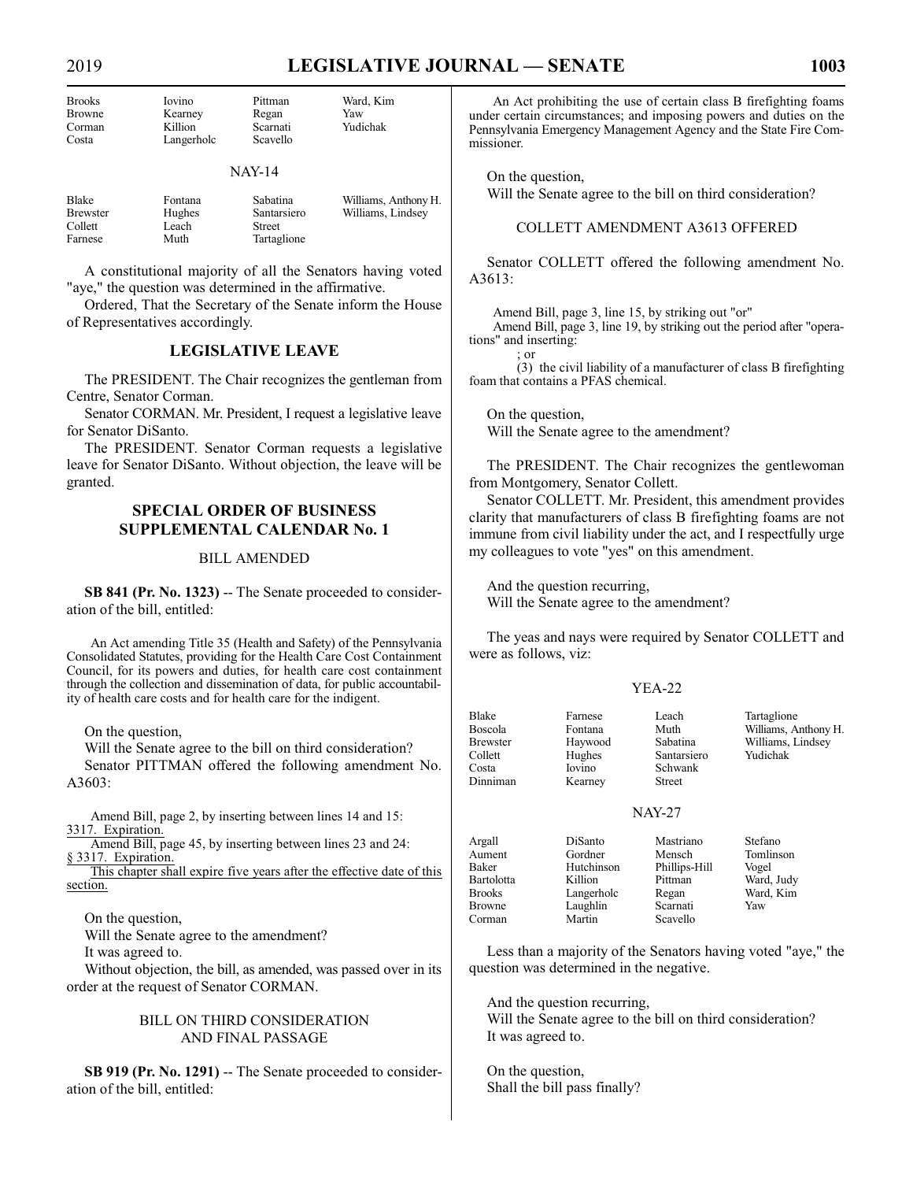| Brooks | Iovino | Pittman | Ward, Kim |
|---|---|---|---|
| Browne | Kearney | Regan | Yaw |
| Corman | Killion | Scarnati | Yudichak |
| Costa | Langerholc | Scavello | |

NAY-14

| Blake | Fontana | Sabatina | Williams, Anthony H. |
|---|---|---|---|
| Brewster | Hughes | Santarsiero | Williams, Lindsey |
| Collett | Leach | Street | |
| Farnese | Muth | Tartaglione | |

A constitutional majority of all the Senators having voted "aye," the question was determined in the affirmative.

Ordered, That the Secretary of the Senate inform the House of Representatives accordingly.

## LEGISLATIVE LEAVE

The PRESIDENT. The Chair recognizes the gentleman from Centre, Senator Corman.

Senator CORMAN. Mr. President, I request a legislative leave for Senator DiSanto.

The PRESIDENT. Senator Corman requests a legislative leave for Senator DiSanto. Without objection, the leave will be granted.

## SPECIAL ORDER OF BUSINESS SUPPLEMENTAL CALENDAR No. 1

### BILL AMENDED

**SB 841 (Pr. No. 1323)** -- The Senate proceeded to consideration of the bill, entitled:

An Act amending Title 35 (Health and Safety) of the Pennsylvania Consolidated Statutes, providing for the Health Care Cost Containment Council, for its powers and duties, for health care cost containment through the collection and dissemination of data, for public accountability of health care costs and for health care for the indigent.

On the question,

Will the Senate agree to the bill on third consideration?

Senator PITTMAN offered the following amendment No. A3603:

Amend Bill, page 2, by inserting between lines 14 and 15:
3317. Expiration.
Amend Bill, page 45, by inserting between lines 23 and 24:
§ 3317. Expiration.
This chapter shall expire five years after the effective date of this section.

On the question,

Will the Senate agree to the amendment?

It was agreed to.

Without objection, the bill, as amended, was passed over in its order at the request of Senator CORMAN.

### BILL ON THIRD CONSIDERATION AND FINAL PASSAGE

**SB 919 (Pr. No. 1291)** -- The Senate proceeded to consideration of the bill, entitled:

An Act prohibiting the use of certain class B firefighting foams under certain circumstances; and imposing powers and duties on the Pennsylvania Emergency Management Agency and the State Fire Commissioner.

On the question,

Will the Senate agree to the bill on third consideration?

### COLLETT AMENDMENT A3613 OFFERED

Senator COLLETT offered the following amendment No. A3613:

Amend Bill, page 3, line 15, by striking out "or"
Amend Bill, page 3, line 19, by striking out the period after "operations" and inserting:
; or
(3) the civil liability of a manufacturer of class B firefighting foam that contains a PFAS chemical.

On the question,

Will the Senate agree to the amendment?

The PRESIDENT. The Chair recognizes the gentlewoman from Montgomery, Senator Collett.

Senator COLLETT. Mr. President, this amendment provides clarity that manufacturers of class B firefighting foams are not immune from civil liability under the act, and I respectfully urge my colleagues to vote "yes" on this amendment.

And the question recurring,

Will the Senate agree to the amendment?

The yeas and nays were required by Senator COLLETT and were as follows, viz:

YEA-22

| Blake | Farnese | Leach | Tartaglione |
|---|---|---|---|
| Boscola | Fontana | Muth | Williams, Anthony H. |
| Brewster | Haywood | Sabatina | Williams, Lindsey |
| Collett | Hughes | Santarsiero | Yudichak |
| Costa | Iovino | Schwank | |
| Dinniman | Kearney | Street | |

NAY-27

| Argall | DiSanto | Mastriano | Stefano |
|---|---|---|---|
| Aument | Gordner | Mensch | Tomlinson |
| Baker | Hutchinson | Phillips-Hill | Vogel |
| Bartolotta | Killion | Pittman | Ward, Judy |
| Brooks | Langerholc | Regan | Ward, Kim |
| Browne | Laughlin | Scarnati | Yaw |
| Corman | Martin | Scavello | |

Less than a majority of the Senators having voted "aye," the question was determined in the negative.

And the question recurring,

Will the Senate agree to the bill on third consideration?

It was agreed to.

On the question,

Shall the bill pass finally?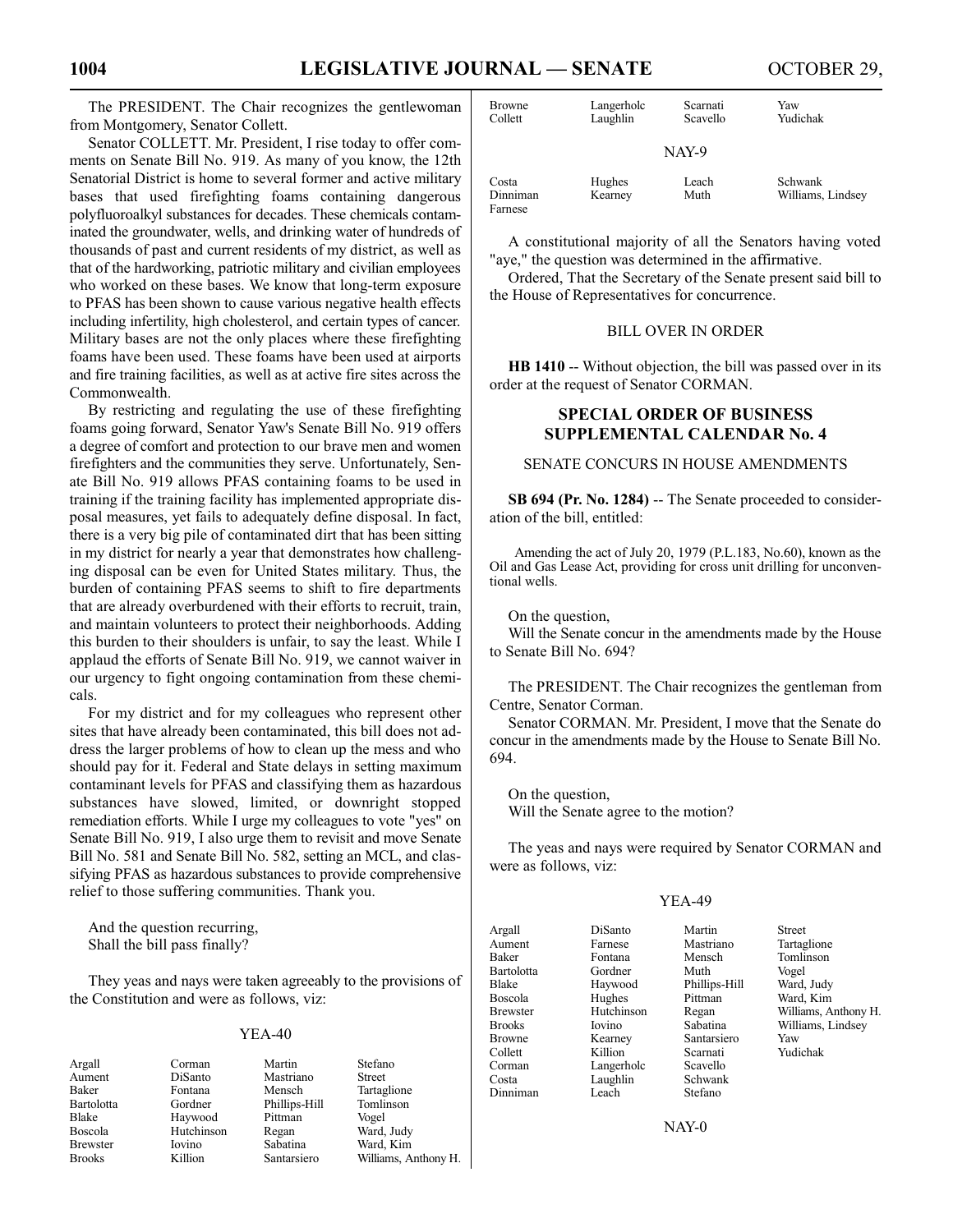The PRESIDENT. The Chair recognizes the gentlewoman from Montgomery, Senator Collett.

Senator COLLETT. Mr. President, I rise today to offer comments on Senate Bill No. 919. As many of you know, the 12th Senatorial District is home to several former and active military bases that used firefighting foams containing dangerous polyfluoroalkyl substances for decades. These chemicals contaminated the groundwater, wells, and drinking water of hundreds of thousands of past and current residents of my district, as well as that of the hardworking, patriotic military and civilian employees who worked on these bases. We know that long-term exposure to PFAS has been shown to cause various negative health effects including infertility, high cholesterol, and certain types of cancer. Military bases are not the only places where these firefighting foams have been used. These foams have been used at airports and fire training facilities, as well as at active fire sites across the Commonwealth.

By restricting and regulating the use of these firefighting foams going forward, Senator Yaw's Senate Bill No. 919 offers a degree of comfort and protection to our brave men and women firefighters and the communities they serve. Unfortunately, Senate Bill No. 919 allows PFAS containing foams to be used in training if the training facility has implemented appropriate disposal measures, yet fails to adequately define disposal. In fact, there is a very big pile of contaminated dirt that has been sitting in my district for nearly a year that demonstrates how challenging disposal can be even for United States military. Thus, the burden of containing PFAS seems to shift to fire departments that are already overburdened with their efforts to recruit, train, and maintain volunteers to protect their neighborhoods. Adding this burden to their shoulders is unfair, to say the least. While I applaud the efforts of Senate Bill No. 919, we cannot waiver in our urgency to fight ongoing contamination from these chemicals.

For my district and for my colleagues who represent other sites that have already been contaminated, this bill does not address the larger problems of how to clean up the mess and who should pay for it. Federal and State delays in setting maximum contaminant levels for PFAS and classifying them as hazardous substances have slowed, limited, or downright stopped remediation efforts. While I urge my colleagues to vote "yes" on Senate Bill No. 919, I also urge them to revisit and move Senate Bill No. 581 and Senate Bill No. 582, setting an MCL, and classifying PFAS as hazardous substances to provide comprehensive relief to those suffering communities. Thank you.

And the question recurring,
Shall the bill pass finally?

They yeas and nays were taken agreeably to the provisions of the Constitution and were as follows, viz:

YEA-40

| | | | |
|---|---|---|---|
| Argall | Corman | Martin | Stefano |
| Aument | DiSanto | Mastriano | Street |
| Baker | Fontana | Mensch | Tartaglione |
| Bartolotta | Gordner | Phillips-Hill | Tomlinson |
| Blake | Haywood | Pittman | Vogel |
| Boscola | Hutchinson | Regan | Ward, Judy |
| Brewster | Iovino | Sabatina | Ward, Kim |
| Brooks | Killion | Santarsiero | Williams, Anthony H. |
| Browne | Langerholc | Scarnati | Yaw |
| Collett | Laughlin | Scavello | Yudichak |

NAY-9

| | | | |
|---|---|---|---|
| Costa | Hughes | Leach | Schwank |
| Dinniman | Kearney | Muth | Williams, Lindsey |
| Farnese | | | |

A constitutional majority of all the Senators having voted "aye," the question was determined in the affirmative.

Ordered, That the Secretary of the Senate present said bill to the House of Representatives for concurrence.

BILL OVER IN ORDER

**HB 1410** -- Without objection, the bill was passed over in its order at the request of Senator CORMAN.

## SPECIAL ORDER OF BUSINESS SUPPLEMENTAL CALENDAR No. 4

SENATE CONCURS IN HOUSE AMENDMENTS

**SB 694 (Pr. No. 1284)** -- The Senate proceeded to consideration of the bill, entitled:

Amending the act of July 20, 1979 (P.L.183, No.60), known as the Oil and Gas Lease Act, providing for cross unit drilling for unconventional wells.

On the question,
Will the Senate concur in the amendments made by the House to Senate Bill No. 694?

The PRESIDENT. The Chair recognizes the gentleman from Centre, Senator Corman.

Senator CORMAN. Mr. President, I move that the Senate do concur in the amendments made by the House to Senate Bill No. 694.

On the question,
Will the Senate agree to the motion?

The yeas and nays were required by Senator CORMAN and were as follows, viz:

YEA-49

| | | | |
|---|---|---|---|
| Argall | DiSanto | Martin | Street |
| Aument | Farnese | Mastriano | Tartaglione |
| Baker | Fontana | Mensch | Tomlinson |
| Bartolotta | Gordner | Muth | Vogel |
| Blake | Haywood | Phillips-Hill | Ward, Judy |
| Boscola | Hughes | Pittman | Ward, Kim |
| Brewster | Hutchinson | Regan | Williams, Anthony H. |
| Brooks | Iovino | Sabatina | Williams, Lindsey |
| Browne | Kearney | Santarsiero | Yaw |
| Collett | Killion | Scarnati | Yudichak |
| Corman | Langerholc | Scavello | |
| Costa | Laughlin | Schwank | |
| Dinniman | Leach | Stefano | |

NAY-0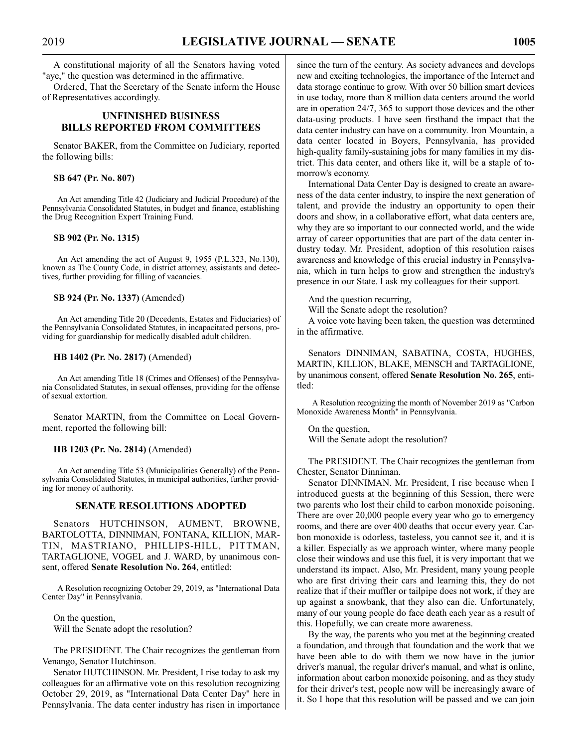A constitutional majority of all the Senators having voted "aye," the question was determined in the affirmative.

Ordered, That the Secretary of the Senate inform the House of Representatives accordingly.

## UNFINISHED BUSINESS
## BILLS REPORTED FROM COMMITTEES

Senator BAKER, from the Committee on Judiciary, reported the following bills:

**SB 647 (Pr. No. 807)**

An Act amending Title 42 (Judiciary and Judicial Procedure) of the Pennsylvania Consolidated Statutes, in budget and finance, establishing the Drug Recognition Expert Training Fund.

**SB 902 (Pr. No. 1315)**

An Act amending the act of August 9, 1955 (P.L.323, No.130), known as The County Code, in district attorney, assistants and detectives, further providing for filling of vacancies.

**SB 924 (Pr. No. 1337)** (Amended)

An Act amending Title 20 (Decedents, Estates and Fiduciaries) of the Pennsylvania Consolidated Statutes, in incapacitated persons, providing for guardianship for medically disabled adult children.

**HB 1402 (Pr. No. 2817)** (Amended)

An Act amending Title 18 (Crimes and Offenses) of the Pennsylvania Consolidated Statutes, in sexual offenses, providing for the offense of sexual extortion.

Senator MARTIN, from the Committee on Local Government, reported the following bill:

**HB 1203 (Pr. No. 2814)** (Amended)

An Act amending Title 53 (Municipalities Generally) of the Pennsylvania Consolidated Statutes, in municipal authorities, further providing for money of authority.

## SENATE RESOLUTIONS ADOPTED

Senators HUTCHINSON, AUMENT, BROWNE, BARTOLOTTA, DINNIMAN, FONTANA, KILLION, MARTIN, MASTRIANO, PHILLIPS-HILL, PITTMAN, TARTAGLIONE, VOGEL and J. WARD, by unanimous consent, offered **Senate Resolution No. 264**, entitled:

A Resolution recognizing October 29, 2019, as "International Data Center Day" in Pennsylvania.

On the question,
Will the Senate adopt the resolution?

The PRESIDENT. The Chair recognizes the gentleman from Venango, Senator Hutchinson.

Senator HUTCHINSON. Mr. President, I rise today to ask my colleagues for an affirmative vote on this resolution recognizing October 29, 2019, as "International Data Center Day" here in Pennsylvania. The data center industry has risen in importance since the turn of the century. As society advances and develops new and exciting technologies, the importance of the Internet and data storage continue to grow. With over 50 billion smart devices in use today, more than 8 million data centers around the world are in operation 24/7, 365 to support those devices and the other data-using products. I have seen firsthand the impact that the data center industry can have on a community. Iron Mountain, a data center located in Boyers, Pennsylvania, has provided high-quality family-sustaining jobs for many families in my district. This data center, and others like it, will be a staple of tomorrow's economy.

International Data Center Day is designed to create an awareness of the data center industry, to inspire the next generation of talent, and provide the industry an opportunity to open their doors and show, in a collaborative effort, what data centers are, why they are so important to our connected world, and the wide array of career opportunities that are part of the data center industry today. Mr. President, adoption of this resolution raises awareness and knowledge of this crucial industry in Pennsylvania, which in turn helps to grow and strengthen the industry's presence in our State. I ask my colleagues for their support.

And the question recurring,
Will the Senate adopt the resolution?

A voice vote having been taken, the question was determined in the affirmative.

Senators DINNIMAN, SABATINA, COSTA, HUGHES, MARTIN, KILLION, BLAKE, MENSCH and TARTAGLIONE, by unanimous consent, offered **Senate Resolution No. 265**, entitled:

A Resolution recognizing the month of November 2019 as "Carbon Monoxide Awareness Month" in Pennsylvania.

On the question,
Will the Senate adopt the resolution?

The PRESIDENT. The Chair recognizes the gentleman from Chester, Senator Dinniman.

Senator DINNIMAN. Mr. President, I rise because when I introduced guests at the beginning of this Session, there were two parents who lost their child to carbon monoxide poisoning. There are over 20,000 people every year who go to emergency rooms, and there are over 400 deaths that occur every year. Carbon monoxide is odorless, tasteless, you cannot see it, and it is a killer. Especially as we approach winter, where many people close their windows and use this fuel, it is very important that we understand its impact. Also, Mr. President, many young people who are first driving their cars and learning this, they do not realize that if their muffler or tailpipe does not work, if they are up against a snowbank, that they also can die. Unfortunately, many of our young people do face death each year as a result of this. Hopefully, we can create more awareness.

By the way, the parents who you met at the beginning created a foundation, and through that foundation and the work that we have been able to do with them we now have in the junior driver's manual, the regular driver's manual, and what is online, information about carbon monoxide poisoning, and as they study for their driver's test, people now will be increasingly aware of it. So I hope that this resolution will be passed and we can join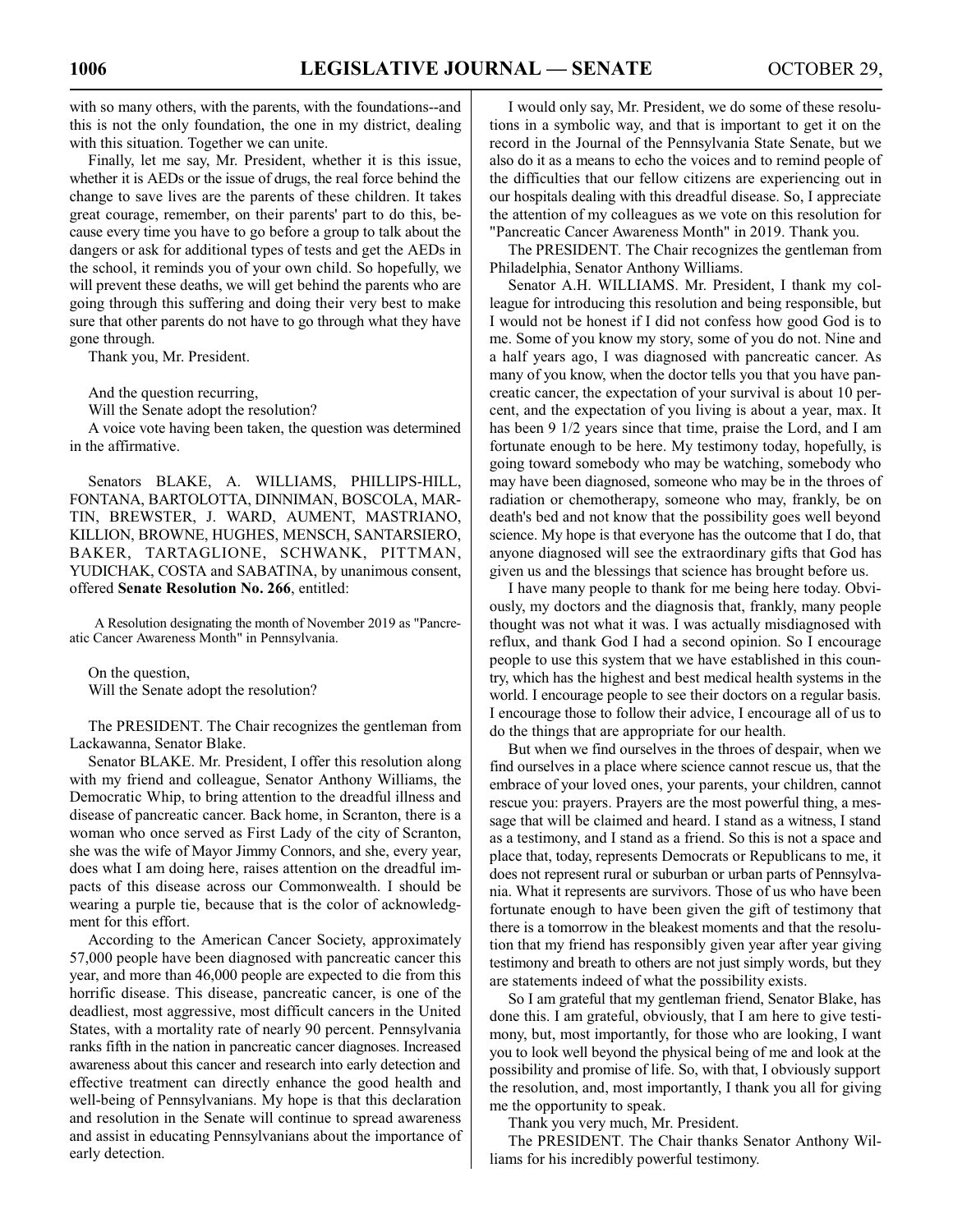with so many others, with the parents, with the foundations--and this is not the only foundation, the one in my district, dealing with this situation. Together we can unite.

Finally, let me say, Mr. President, whether it is this issue, whether it is AEDs or the issue of drugs, the real force behind the change to save lives are the parents of these children. It takes great courage, remember, on their parents' part to do this, because every time you have to go before a group to talk about the dangers or ask for additional types of tests and get the AEDs in the school, it reminds you of your own child. So hopefully, we will prevent these deaths, we will get behind the parents who are going through this suffering and doing their very best to make sure that other parents do not have to go through what they have gone through.

Thank you, Mr. President.

And the question recurring,

Will the Senate adopt the resolution?

A voice vote having been taken, the question was determined in the affirmative.

Senators BLAKE, A. WILLIAMS, PHILLIPS-HILL, FONTANA, BARTOLOTTA, DINNIMAN, BOSCOLA, MARTIN, BREWSTER, J. WARD, AUMENT, MASTRIANO, KILLION, BROWNE, HUGHES, MENSCH, SANTARSIERO, BAKER, TARTAGLIONE, SCHWANK, PITTMAN, YUDICHAK, COSTA and SABATINA, by unanimous consent, offered **Senate Resolution No. 266**, entitled:

A Resolution designating the month of November 2019 as "Pancreatic Cancer Awareness Month" in Pennsylvania.

On the question,

Will the Senate adopt the resolution?

The PRESIDENT. The Chair recognizes the gentleman from Lackawanna, Senator Blake.

Senator BLAKE. Mr. President, I offer this resolution along with my friend and colleague, Senator Anthony Williams, the Democratic Whip, to bring attention to the dreadful illness and disease of pancreatic cancer. Back home, in Scranton, there is a woman who once served as First Lady of the city of Scranton, she was the wife of Mayor Jimmy Connors, and she, every year, does what I am doing here, raises attention on the dreadful impacts of this disease across our Commonwealth. I should be wearing a purple tie, because that is the color of acknowledgment for this effort.

According to the American Cancer Society, approximately 57,000 people have been diagnosed with pancreatic cancer this year, and more than 46,000 people are expected to die from this horrific disease. This disease, pancreatic cancer, is one of the deadliest, most aggressive, most difficult cancers in the United States, with a mortality rate of nearly 90 percent. Pennsylvania ranks fifth in the nation in pancreatic cancer diagnoses. Increased awareness about this cancer and research into early detection and effective treatment can directly enhance the good health and well-being of Pennsylvanians. My hope is that this declaration and resolution in the Senate will continue to spread awareness and assist in educating Pennsylvanians about the importance of early detection.

I would only say, Mr. President, we do some of these resolutions in a symbolic way, and that is important to get it on the record in the Journal of the Pennsylvania State Senate, but we also do it as a means to echo the voices and to remind people of the difficulties that our fellow citizens are experiencing out in our hospitals dealing with this dreadful disease. So, I appreciate the attention of my colleagues as we vote on this resolution for "Pancreatic Cancer Awareness Month" in 2019. Thank you.

The PRESIDENT. The Chair recognizes the gentleman from Philadelphia, Senator Anthony Williams.

Senator A.H. WILLIAMS. Mr. President, I thank my colleague for introducing this resolution and being responsible, but I would not be honest if I did not confess how good God is to me. Some of you know my story, some of you do not. Nine and a half years ago, I was diagnosed with pancreatic cancer. As many of you know, when the doctor tells you that you have pancreatic cancer, the expectation of your survival is about 10 percent, and the expectation of you living is about a year, max. It has been 9 1/2 years since that time, praise the Lord, and I am fortunate enough to be here. My testimony today, hopefully, is going toward somebody who may be watching, somebody who may have been diagnosed, someone who may be in the throes of radiation or chemotherapy, someone who may, frankly, be on death's bed and not know that the possibility goes well beyond science. My hope is that everyone has the outcome that I do, that anyone diagnosed will see the extraordinary gifts that God has given us and the blessings that science has brought before us.

I have many people to thank for me being here today. Obviously, my doctors and the diagnosis that, frankly, many people thought was not what it was. I was actually misdiagnosed with reflux, and thank God I had a second opinion. So I encourage people to use this system that we have established in this country, which has the highest and best medical health systems in the world. I encourage people to see their doctors on a regular basis. I encourage those to follow their advice, I encourage all of us to do the things that are appropriate for our health.

But when we find ourselves in the throes of despair, when we find ourselves in a place where science cannot rescue us, that the embrace of your loved ones, your parents, your children, cannot rescue you: prayers. Prayers are the most powerful thing, a message that will be claimed and heard. I stand as a witness, I stand as a testimony, and I stand as a friend. So this is not a space and place that, today, represents Democrats or Republicans to me, it does not represent rural or suburban or urban parts of Pennsylvania. What it represents are survivors. Those of us who have been fortunate enough to have been given the gift of testimony that there is a tomorrow in the bleakest moments and that the resolution that my friend has responsibly given year after year giving testimony and breath to others are not just simply words, but they are statements indeed of what the possibility exists.

So I am grateful that my gentleman friend, Senator Blake, has done this. I am grateful, obviously, that I am here to give testimony, but, most importantly, for those who are looking, I want you to look well beyond the physical being of me and look at the possibility and promise of life. So, with that, I obviously support the resolution, and, most importantly, I thank you all for giving me the opportunity to speak.

Thank you very much, Mr. President.

The PRESIDENT. The Chair thanks Senator Anthony Williams for his incredibly powerful testimony.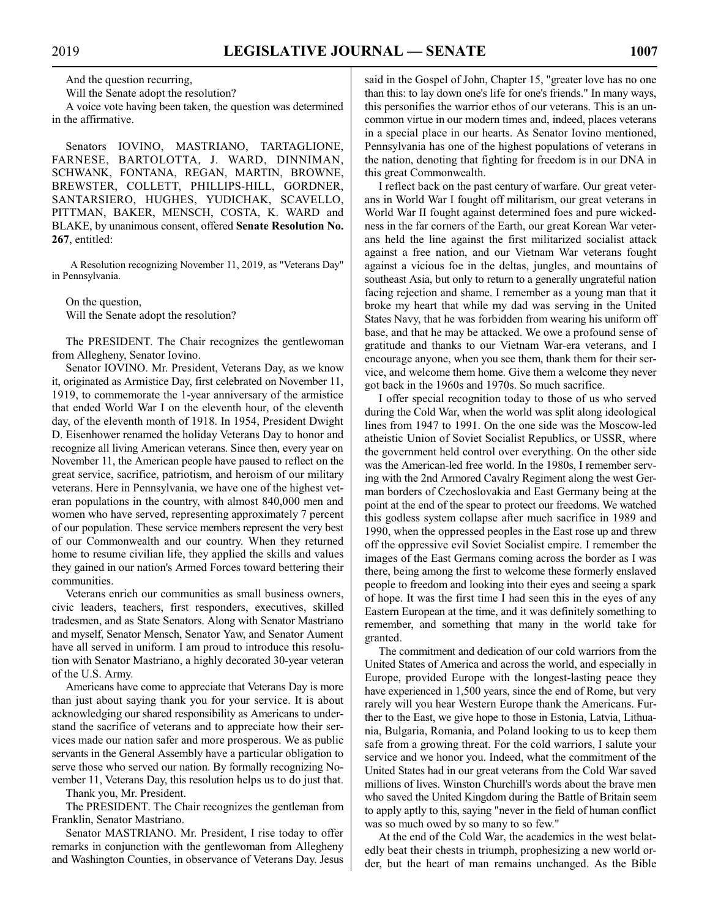And the question recurring,

Will the Senate adopt the resolution?

A voice vote having been taken, the question was determined in the affirmative.

Senators IOVINO, MASTRIANO, TARTAGLIONE, FARNESE, BARTOLOTTA, J. WARD, DINNIMAN, SCHWANK, FONTANA, REGAN, MARTIN, BROWNE, BREWSTER, COLLETT, PHILLIPS-HILL, GORDNER, SANTARSIERO, HUGHES, YUDICHAK, SCAVELLO, PITTMAN, BAKER, MENSCH, COSTA, K. WARD and BLAKE, by unanimous consent, offered **Senate Resolution No. 267**, entitled:

A Resolution recognizing November 11, 2019, as "Veterans Day" in Pennsylvania.

On the question,

Will the Senate adopt the resolution?

The PRESIDENT. The Chair recognizes the gentlewoman from Allegheny, Senator Iovino.

Senator IOVINO. Mr. President, Veterans Day, as we know it, originated as Armistice Day, first celebrated on November 11, 1919, to commemorate the 1-year anniversary of the armistice that ended World War I on the eleventh hour, of the eleventh day, of the eleventh month of 1918. In 1954, President Dwight D. Eisenhower renamed the holiday Veterans Day to honor and recognize all living American veterans. Since then, every year on November 11, the American people have paused to reflect on the great service, sacrifice, patriotism, and heroism of our military veterans. Here in Pennsylvania, we have one of the highest veteran populations in the country, with almost 840,000 men and women who have served, representing approximately 7 percent of our population. These service members represent the very best of our Commonwealth and our country. When they returned home to resume civilian life, they applied the skills and values they gained in our nation's Armed Forces toward bettering their communities.

Veterans enrich our communities as small business owners, civic leaders, teachers, first responders, executives, skilled tradesmen, and as State Senators. Along with Senator Mastriano and myself, Senator Mensch, Senator Yaw, and Senator Aument have all served in uniform. I am proud to introduce this resolution with Senator Mastriano, a highly decorated 30-year veteran of the U.S. Army.

Americans have come to appreciate that Veterans Day is more than just about saying thank you for your service. It is about acknowledging our shared responsibility as Americans to understand the sacrifice of veterans and to appreciate how their services made our nation safer and more prosperous. We as public servants in the General Assembly have a particular obligation to serve those who served our nation. By formally recognizing November 11, Veterans Day, this resolution helps us to do just that.

Thank you, Mr. President.

The PRESIDENT. The Chair recognizes the gentleman from Franklin, Senator Mastriano.

Senator MASTRIANO. Mr. President, I rise today to offer remarks in conjunction with the gentlewoman from Allegheny and Washington Counties, in observance of Veterans Day. Jesus said in the Gospel of John, Chapter 15, "greater love has no one than this: to lay down one's life for one's friends." In many ways, this personifies the warrior ethos of our veterans. This is an uncommon virtue in our modern times and, indeed, places veterans in a special place in our hearts. As Senator Iovino mentioned, Pennsylvania has one of the highest populations of veterans in the nation, denoting that fighting for freedom is in our DNA in this great Commonwealth.

I reflect back on the past century of warfare. Our great veterans in World War I fought off militarism, our great veterans in World War II fought against determined foes and pure wickedness in the far corners of the Earth, our great Korean War veterans held the line against the first militarized socialist attack against a free nation, and our Vietnam War veterans fought against a vicious foe in the deltas, jungles, and mountains of southeast Asia, but only to return to a generally ungrateful nation facing rejection and shame. I remember as a young man that it broke my heart that while my dad was serving in the United States Navy, that he was forbidden from wearing his uniform off base, and that he may be attacked. We owe a profound sense of gratitude and thanks to our Vietnam War-era veterans, and I encourage anyone, when you see them, thank them for their service, and welcome them home. Give them a welcome they never got back in the 1960s and 1970s. So much sacrifice.

I offer special recognition today to those of us who served during the Cold War, when the world was split along ideological lines from 1947 to 1991. On the one side was the Moscow-led atheistic Union of Soviet Socialist Republics, or USSR, where the government held control over everything. On the other side was the American-led free world. In the 1980s, I remember serving with the 2nd Armored Cavalry Regiment along the west German borders of Czechoslovakia and East Germany being at the point at the end of the spear to protect our freedoms. We watched this godless system collapse after much sacrifice in 1989 and 1990, when the oppressed peoples in the East rose up and threw off the oppressive evil Soviet Socialist empire. I remember the images of the East Germans coming across the border as I was there, being among the first to welcome these formerly enslaved people to freedom and looking into their eyes and seeing a spark of hope. It was the first time I had seen this in the eyes of any Eastern European at the time, and it was definitely something to remember, and something that many in the world take for granted.

The commitment and dedication of our cold warriors from the United States of America and across the world, and especially in Europe, provided Europe with the longest-lasting peace they have experienced in 1,500 years, since the end of Rome, but very rarely will you hear Western Europe thank the Americans. Further to the East, we give hope to those in Estonia, Latvia, Lithuania, Bulgaria, Romania, and Poland looking to us to keep them safe from a growing threat. For the cold warriors, I salute your service and we honor you. Indeed, what the commitment of the United States had in our great veterans from the Cold War saved millions of lives. Winston Churchill's words about the brave men who saved the United Kingdom during the Battle of Britain seem to apply aptly to this, saying "never in the field of human conflict was so much owed by so many to so few."

At the end of the Cold War, the academics in the west belatedly beat their chests in triumph, prophesizing a new world order, but the heart of man remains unchanged. As the Bible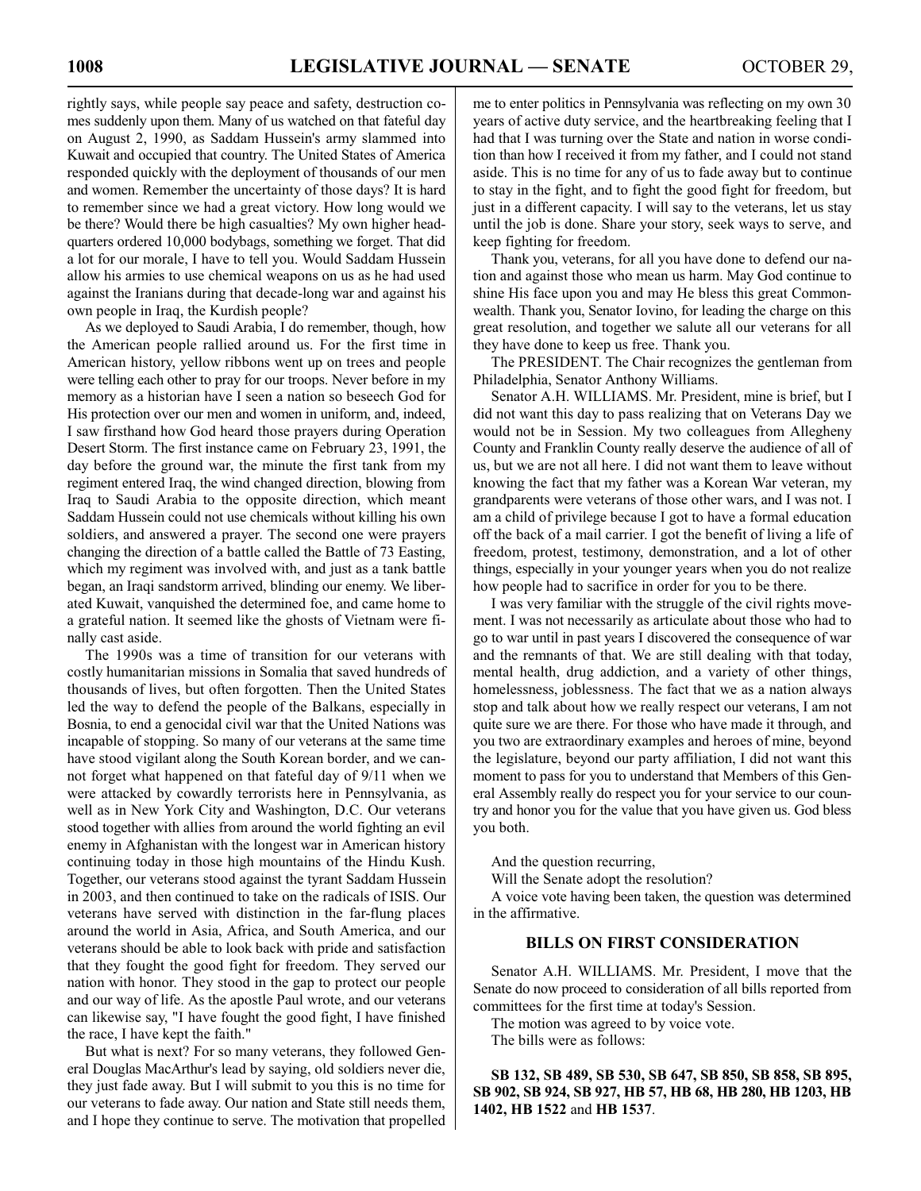rightly says, while people say peace and safety, destruction comes suddenly upon them. Many of us watched on that fateful day on August 2, 1990, as Saddam Hussein's army slammed into Kuwait and occupied that country. The United States of America responded quickly with the deployment of thousands of our men and women. Remember the uncertainty of those days? It is hard to remember since we had a great victory. How long would we be there? Would there be high casualties? My own higher headquarters ordered 10,000 bodybags, something we forget. That did a lot for our morale, I have to tell you. Would Saddam Hussein allow his armies to use chemical weapons on us as he had used against the Iranians during that decade-long war and against his own people in Iraq, the Kurdish people?

As we deployed to Saudi Arabia, I do remember, though, how the American people rallied around us. For the first time in American history, yellow ribbons went up on trees and people were telling each other to pray for our troops. Never before in my memory as a historian have I seen a nation so beseech God for His protection over our men and women in uniform, and, indeed, I saw firsthand how God heard those prayers during Operation Desert Storm. The first instance came on February 23, 1991, the day before the ground war, the minute the first tank from my regiment entered Iraq, the wind changed direction, blowing from Iraq to Saudi Arabia to the opposite direction, which meant Saddam Hussein could not use chemicals without killing his own soldiers, and answered a prayer. The second one were prayers changing the direction of a battle called the Battle of 73 Easting, which my regiment was involved with, and just as a tank battle began, an Iraqi sandstorm arrived, blinding our enemy. We liberated Kuwait, vanquished the determined foe, and came home to a grateful nation. It seemed like the ghosts of Vietnam were finally cast aside.

The 1990s was a time of transition for our veterans with costly humanitarian missions in Somalia that saved hundreds of thousands of lives, but often forgotten. Then the United States led the way to defend the people of the Balkans, especially in Bosnia, to end a genocidal civil war that the United Nations was incapable of stopping. So many of our veterans at the same time have stood vigilant along the South Korean border, and we cannot forget what happened on that fateful day of 9/11 when we were attacked by cowardly terrorists here in Pennsylvania, as well as in New York City and Washington, D.C. Our veterans stood together with allies from around the world fighting an evil enemy in Afghanistan with the longest war in American history continuing today in those high mountains of the Hindu Kush. Together, our veterans stood against the tyrant Saddam Hussein in 2003, and then continued to take on the radicals of ISIS. Our veterans have served with distinction in the far-flung places around the world in Asia, Africa, and South America, and our veterans should be able to look back with pride and satisfaction that they fought the good fight for freedom. They served our nation with honor. They stood in the gap to protect our people and our way of life. As the apostle Paul wrote, and our veterans can likewise say, "I have fought the good fight, I have finished the race, I have kept the faith."

But what is next? For so many veterans, they followed General Douglas MacArthur's lead by saying, old soldiers never die, they just fade away. But I will submit to you this is no time for our veterans to fade away. Our nation and State still needs them, and I hope they continue to serve. The motivation that propelled me to enter politics in Pennsylvania was reflecting on my own 30 years of active duty service, and the heartbreaking feeling that I had that I was turning over the State and nation in worse condition than how I received it from my father, and I could not stand aside. This is no time for any of us to fade away but to continue to stay in the fight, and to fight the good fight for freedom, but just in a different capacity. I will say to the veterans, let us stay until the job is done. Share your story, seek ways to serve, and keep fighting for freedom.

Thank you, veterans, for all you have done to defend our nation and against those who mean us harm. May God continue to shine His face upon you and may He bless this great Commonwealth. Thank you, Senator Iovino, for leading the charge on this great resolution, and together we salute all our veterans for all they have done to keep us free. Thank you.

The PRESIDENT. The Chair recognizes the gentleman from Philadelphia, Senator Anthony Williams.

Senator A.H. WILLIAMS. Mr. President, mine is brief, but I did not want this day to pass realizing that on Veterans Day we would not be in Session. My two colleagues from Allegheny County and Franklin County really deserve the audience of all of us, but we are not all here. I did not want them to leave without knowing the fact that my father was a Korean War veteran, my grandparents were veterans of those other wars, and I was not. I am a child of privilege because I got to have a formal education off the back of a mail carrier. I got the benefit of living a life of freedom, protest, testimony, demonstration, and a lot of other things, especially in your younger years when you do not realize how people had to sacrifice in order for you to be there.

I was very familiar with the struggle of the civil rights movement. I was not necessarily as articulate about those who had to go to war until in past years I discovered the consequence of war and the remnants of that. We are still dealing with that today, mental health, drug addiction, and a variety of other things, homelessness, joblessness. The fact that we as a nation always stop and talk about how we really respect our veterans, I am not quite sure we are there. For those who have made it through, and you two are extraordinary examples and heroes of mine, beyond the legislature, beyond our party affiliation, I did not want this moment to pass for you to understand that Members of this General Assembly really do respect you for your service to our country and honor you for the value that you have given us. God bless you both.

And the question recurring,

Will the Senate adopt the resolution?

A voice vote having been taken, the question was determined in the affirmative.

## BILLS ON FIRST CONSIDERATION

Senator A.H. WILLIAMS. Mr. President, I move that the Senate do now proceed to consideration of all bills reported from committees for the first time at today's Session.

The motion was agreed to by voice vote.

The bills were as follows:

**SB 132, SB 489, SB 530, SB 647, SB 850, SB 858, SB 895, SB 902, SB 924, SB 927, HB 57, HB 68, HB 280, HB 1203, HB 1402, HB 1522** and **HB 1537**.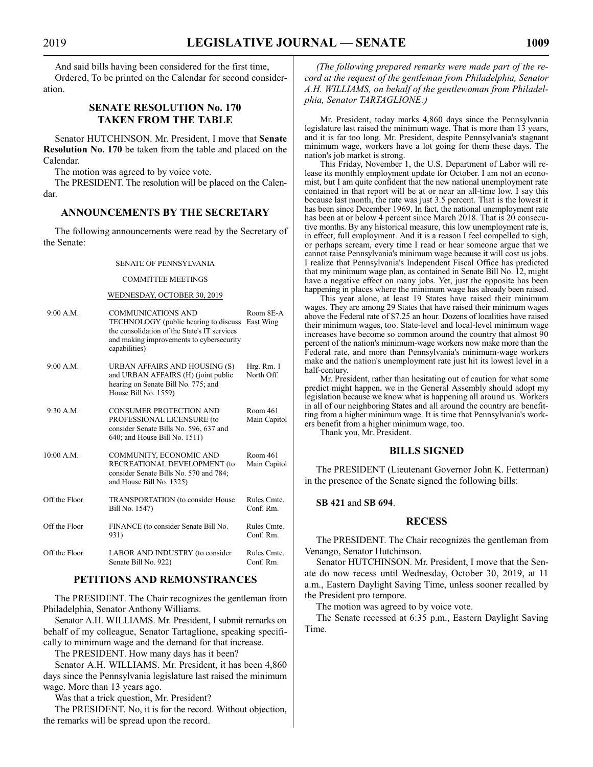And said bills having been considered for the first time,

Ordered, To be printed on the Calendar for second consideration.

## SENATE RESOLUTION No. 170 TAKEN FROM THE TABLE

Senator HUTCHINSON. Mr. President, I move that **Senate Resolution No. 170** be taken from the table and placed on the Calendar.

The motion was agreed to by voice vote.

The PRESIDENT. The resolution will be placed on the Calendar.

## ANNOUNCEMENTS BY THE SECRETARY

The following announcements were read by the Secretary of the Senate:

SENATE OF PENNSYLVANIA

COMMITTEE MEETINGS

WEDNESDAY, OCTOBER 30, 2019

| | | |
|---|---|---|
| 9:00 A.M. | COMMUNICATIONS AND TECHNOLOGY (public hearing to discuss the consolidation of the State's IT services and making improvements to cybersecurity capabilities) | Room 8E-A East Wing |
| 9:00 A.M. | URBAN AFFAIRS AND HOUSING (S) and URBAN AFFAIRS (H) (joint public hearing on Senate Bill No. 775; and House Bill No. 1559) | Hrg. Rm. 1 North Off. |
| 9:30 A.M. | CONSUMER PROTECTION AND PROFESSIONAL LICENSURE (to consider Senate Bills No. 596, 637 and 640; and House Bill No. 1511) | Room 461 Main Capitol |
| 10:00 A.M. | COMMUNITY, ECONOMIC AND RECREATIONAL DEVELOPMENT (to consider Senate Bills No. 570 and 784; and House Bill No. 1325) | Room 461 Main Capitol |
| Off the Floor | TRANSPORTATION (to consider House Bill No. 1547) | Rules Cmte. Conf. Rm. |
| Off the Floor | FINANCE (to consider Senate Bill No. 931) | Rules Cmte. Conf. Rm. |
| Off the Floor | LABOR AND INDUSTRY (to consider Senate Bill No. 922) | Rules Cmte. Conf. Rm. |

## PETITIONS AND REMONSTRANCES

The PRESIDENT. The Chair recognizes the gentleman from Philadelphia, Senator Anthony Williams.

Senator A.H. WILLIAMS. Mr. President, I submit remarks on behalf of my colleague, Senator Tartaglione, speaking specifically to minimum wage and the demand for that increase.

The PRESIDENT. How many days has it been?

Senator A.H. WILLIAMS. Mr. President, it has been 4,860 days since the Pennsylvania legislature last raised the minimum wage. More than 13 years ago.

Was that a trick question, Mr. President?

The PRESIDENT. No, it is for the record. Without objection, the remarks will be spread upon the record.

*(The following prepared remarks were made part of the record at the request of the gentleman from Philadelphia, Senator A.H. WILLIAMS, on behalf of the gentlewoman from Philadelphia, Senator TARTAGLIONE:)*

Mr. President, today marks 4,860 days since the Pennsylvania legislature last raised the minimum wage. That is more than 13 years, and it is far too long. Mr. President, despite Pennsylvania's stagnant minimum wage, workers have a lot going for them these days. The nation's job market is strong.

This Friday, November 1, the U.S. Department of Labor will release its monthly employment update for October. I am not an economist, but I am quite confident that the new national unemployment rate contained in that report will be at or near an all-time low. I say this because last month, the rate was just 3.5 percent. That is the lowest it has been since December 1969. In fact, the national unemployment rate has been at or below 4 percent since March 2018. That is 20 consecutive months. By any historical measure, this low unemployment rate is, in effect, full employment. And it is a reason I feel compelled to sigh, or perhaps scream, every time I read or hear someone argue that we cannot raise Pennsylvania's minimum wage because it will cost us jobs. I realize that Pennsylvania's Independent Fiscal Office has predicted that my minimum wage plan, as contained in Senate Bill No. 12, might have a negative effect on many jobs. Yet, just the opposite has been happening in places where the minimum wage has already been raised.

This year alone, at least 19 States have raised their minimum wages. They are among 29 States that have raised their minimum wages above the Federal rate of $7.25 an hour. Dozens of localities have raised their minimum wages, too. State-level and local-level minimum wage increases have become so common around the country that almost 90 percent of the nation's minimum-wage workers now make more than the Federal rate, and more than Pennsylvania's minimum-wage workers make and the nation's unemployment rate just hit its lowest level in a half-century.

Mr. President, rather than hesitating out of caution for what some predict might happen, we in the General Assembly should adopt my legislation because we know what is happening all around us. Workers in all of our neighboring States and all around the country are benefitting from a higher minimum wage. It is time that Pennsylvania's workers benefit from a higher minimum wage, too.

Thank you, Mr. President.

## BILLS SIGNED

The PRESIDENT (Lieutenant Governor John K. Fetterman) in the presence of the Senate signed the following bills:

**SB 421** and **SB 694**.

## RECESS

The PRESIDENT. The Chair recognizes the gentleman from Venango, Senator Hutchinson.

Senator HUTCHINSON. Mr. President, I move that the Senate do now recess until Wednesday, October 30, 2019, at 11 a.m., Eastern Daylight Saving Time, unless sooner recalled by the President pro tempore.

The motion was agreed to by voice vote.

The Senate recessed at 6:35 p.m., Eastern Daylight Saving Time.